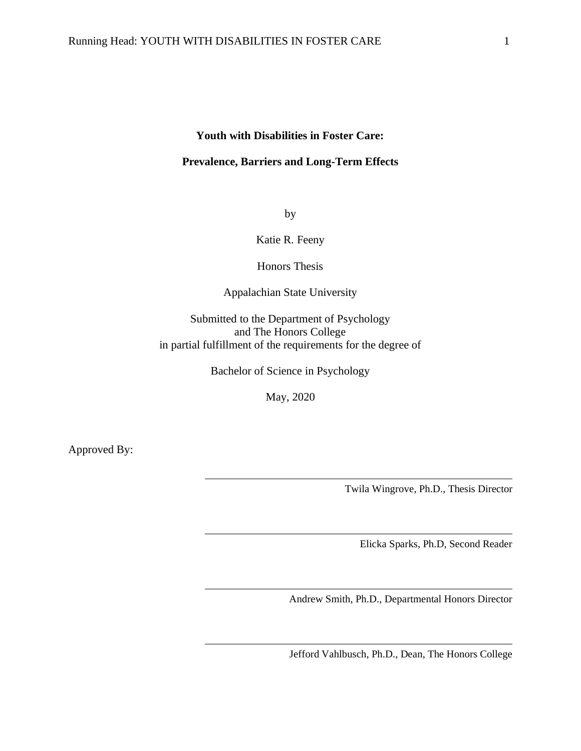# Youth with Disabilities in Foster Care:

# Prevalence, Barriers and Long-Term Effects

by

Katie R. Feeny

Honors Thesis

Appalachian State University

Submitted to the Department of Psychology
and The Honors College
in partial fulfillment of the requirements for the degree of

Bachelor of Science in Psychology

May, 2020

Approved By:

Twila Wingrove, Ph.D., Thesis Director

Elicka Sparks, Ph.D, Second Reader

Andrew Smith, Ph.D., Departmental Honors Director

Jefford Vahlbusch, Ph.D., Dean, The Honors College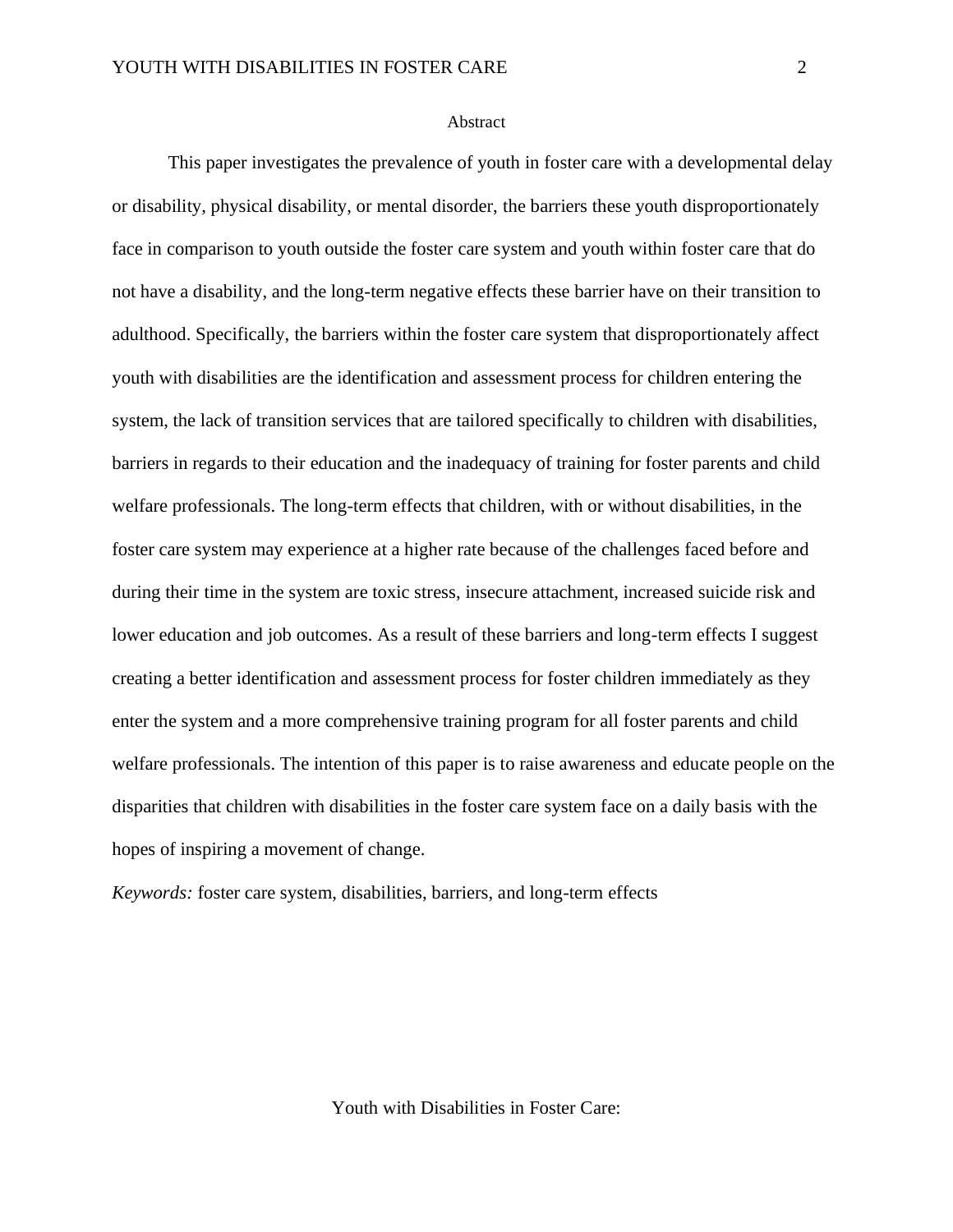# Abstract

This paper investigates the prevalence of youth in foster care with a developmental delay or disability, physical disability, or mental disorder, the barriers these youth disproportionately face in comparison to youth outside the foster care system and youth within foster care that do not have a disability, and the long-term negative effects these barrier have on their transition to adulthood. Specifically, the barriers within the foster care system that disproportionately affect youth with disabilities are the identification and assessment process for children entering the system, the lack of transition services that are tailored specifically to children with disabilities, barriers in regards to their education and the inadequacy of training for foster parents and child welfare professionals. The long-term effects that children, with or without disabilities, in the foster care system may experience at a higher rate because of the challenges faced before and during their time in the system are toxic stress, insecure attachment, increased suicide risk and lower education and job outcomes. As a result of these barriers and long-term effects I suggest creating a better identification and assessment process for foster children immediately as they enter the system and a more comprehensive training program for all foster parents and child welfare professionals. The intention of this paper is to raise awareness and educate people on the disparities that children with disabilities in the foster care system face on a daily basis with the hopes of inspiring a movement of change.

*Keywords:* foster care system, disabilities, barriers, and long-term effects

Youth with Disabilities in Foster Care: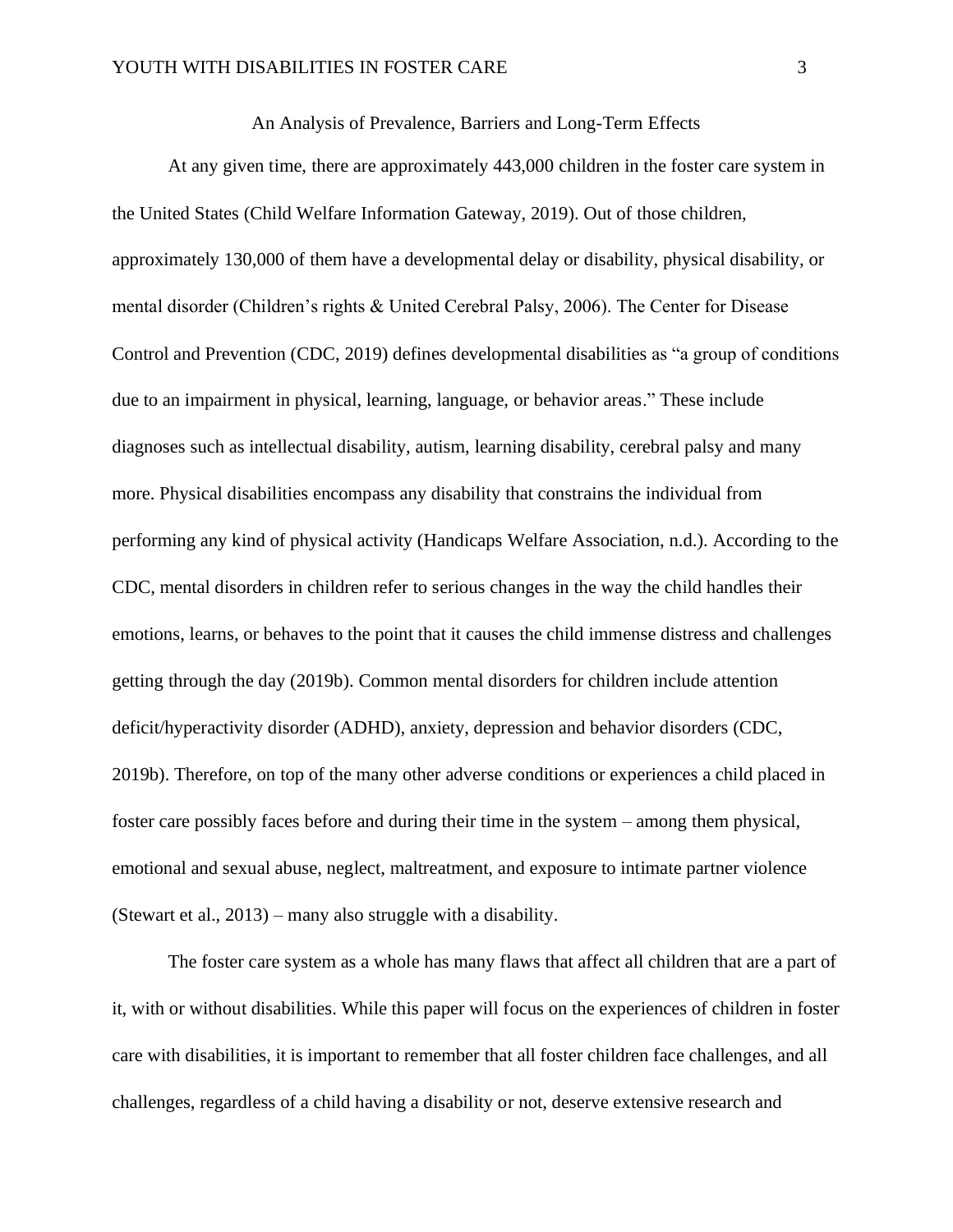# An Analysis of Prevalence, Barriers and Long-Term Effects

At any given time, there are approximately 443,000 children in the foster care system in the United States (Child Welfare Information Gateway, 2019). Out of those children, approximately 130,000 of them have a developmental delay or disability, physical disability, or mental disorder (Children's rights & United Cerebral Palsy, 2006). The Center for Disease Control and Prevention (CDC, 2019) defines developmental disabilities as "a group of conditions due to an impairment in physical, learning, language, or behavior areas." These include diagnoses such as intellectual disability, autism, learning disability, cerebral palsy and many more. Physical disabilities encompass any disability that constrains the individual from performing any kind of physical activity (Handicaps Welfare Association, n.d.). According to the CDC, mental disorders in children refer to serious changes in the way the child handles their emotions, learns, or behaves to the point that it causes the child immense distress and challenges getting through the day (2019b). Common mental disorders for children include attention deficit/hyperactivity disorder (ADHD), anxiety, depression and behavior disorders (CDC, 2019b). Therefore, on top of the many other adverse conditions or experiences a child placed in foster care possibly faces before and during their time in the system – among them physical, emotional and sexual abuse, neglect, maltreatment, and exposure to intimate partner violence (Stewart et al., 2013) – many also struggle with a disability.

The foster care system as a whole has many flaws that affect all children that are a part of it, with or without disabilities. While this paper will focus on the experiences of children in foster care with disabilities, it is important to remember that all foster children face challenges, and all challenges, regardless of a child having a disability or not, deserve extensive research and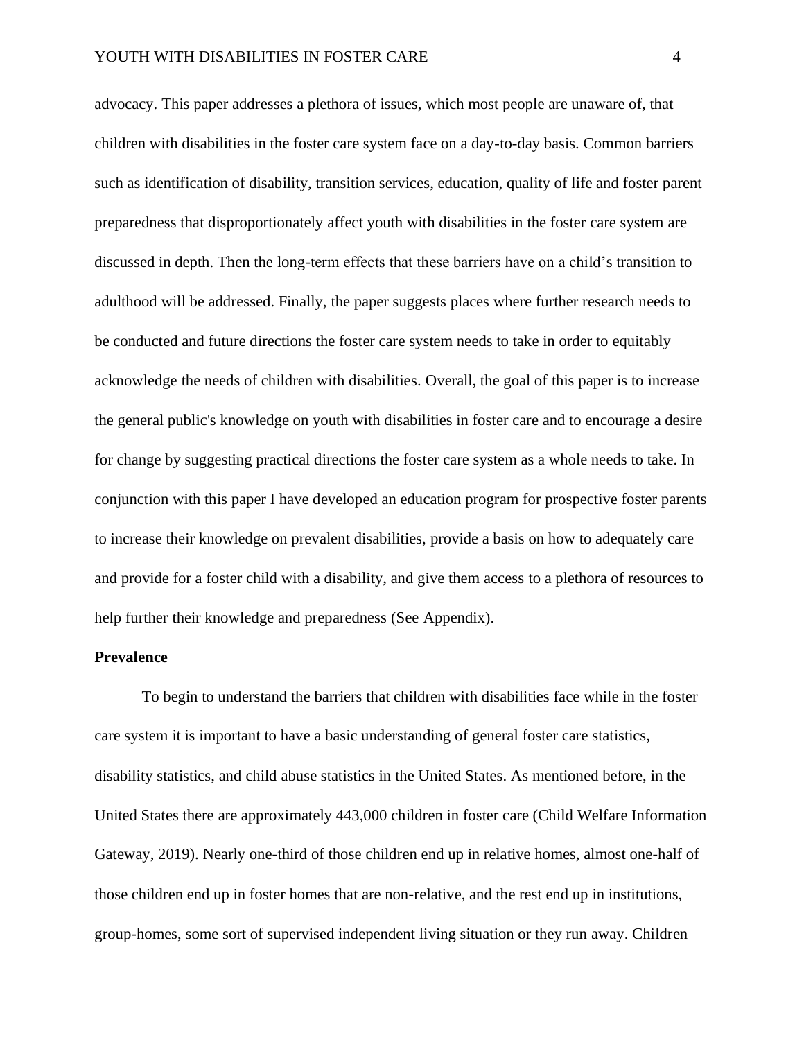advocacy. This paper addresses a plethora of issues, which most people are unaware of, that children with disabilities in the foster care system face on a day-to-day basis. Common barriers such as identification of disability, transition services, education, quality of life and foster parent preparedness that disproportionately affect youth with disabilities in the foster care system are discussed in depth. Then the long-term effects that these barriers have on a child's transition to adulthood will be addressed. Finally, the paper suggests places where further research needs to be conducted and future directions the foster care system needs to take in order to equitably acknowledge the needs of children with disabilities. Overall, the goal of this paper is to increase the general public's knowledge on youth with disabilities in foster care and to encourage a desire for change by suggesting practical directions the foster care system as a whole needs to take. In conjunction with this paper I have developed an education program for prospective foster parents to increase their knowledge on prevalent disabilities, provide a basis on how to adequately care and provide for a foster child with a disability, and give them access to a plethora of resources to help further their knowledge and preparedness (See Appendix).

**Prevalence**

To begin to understand the barriers that children with disabilities face while in the foster care system it is important to have a basic understanding of general foster care statistics, disability statistics, and child abuse statistics in the United States. As mentioned before, in the United States there are approximately 443,000 children in foster care (Child Welfare Information Gateway, 2019). Nearly one-third of those children end up in relative homes, almost one-half of those children end up in foster homes that are non-relative, and the rest end up in institutions, group-homes, some sort of supervised independent living situation or they run away. Children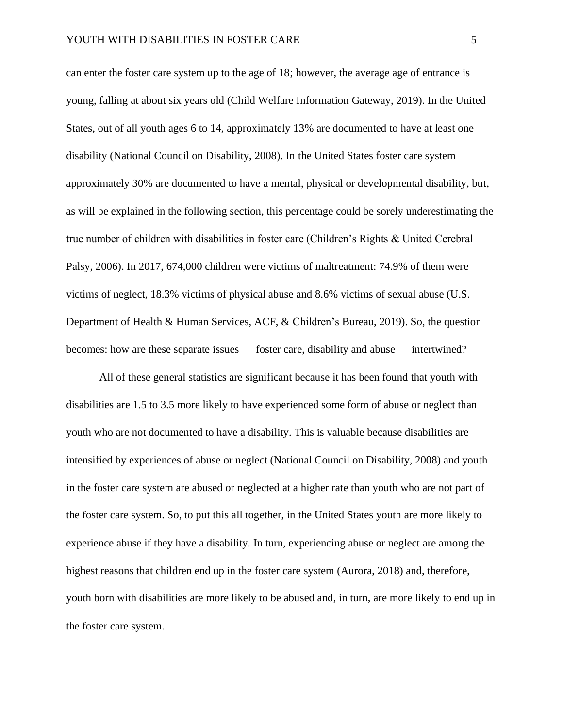can enter the foster care system up to the age of 18; however, the average age of entrance is young, falling at about six years old (Child Welfare Information Gateway, 2019). In the United States, out of all youth ages 6 to 14, approximately 13% are documented to have at least one disability (National Council on Disability, 2008). In the United States foster care system approximately 30% are documented to have a mental, physical or developmental disability, but, as will be explained in the following section, this percentage could be sorely underestimating the true number of children with disabilities in foster care (Children's Rights & United Cerebral Palsy, 2006). In 2017, 674,000 children were victims of maltreatment: 74.9% of them were victims of neglect, 18.3% victims of physical abuse and 8.6% victims of sexual abuse (U.S. Department of Health & Human Services, ACF, & Children's Bureau, 2019). So, the question becomes: how are these separate issues — foster care, disability and abuse — intertwined?

All of these general statistics are significant because it has been found that youth with disabilities are 1.5 to 3.5 more likely to have experienced some form of abuse or neglect than youth who are not documented to have a disability. This is valuable because disabilities are intensified by experiences of abuse or neglect (National Council on Disability, 2008) and youth in the foster care system are abused or neglected at a higher rate than youth who are not part of the foster care system. So, to put this all together, in the United States youth are more likely to experience abuse if they have a disability. In turn, experiencing abuse or neglect are among the highest reasons that children end up in the foster care system (Aurora, 2018) and, therefore, youth born with disabilities are more likely to be abused and, in turn, are more likely to end up in the foster care system.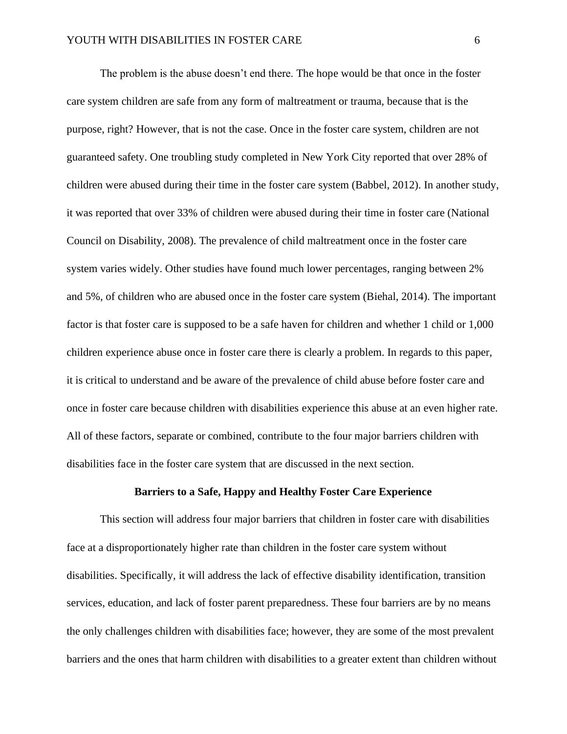The problem is the abuse doesn't end there. The hope would be that once in the foster care system children are safe from any form of maltreatment or trauma, because that is the purpose, right? However, that is not the case. Once in the foster care system, children are not guaranteed safety. One troubling study completed in New York City reported that over 28% of children were abused during their time in the foster care system (Babbel, 2012). In another study, it was reported that over 33% of children were abused during their time in foster care (National Council on Disability, 2008). The prevalence of child maltreatment once in the foster care system varies widely. Other studies have found much lower percentages, ranging between 2% and 5%, of children who are abused once in the foster care system (Biehal, 2014). The important factor is that foster care is supposed to be a safe haven for children and whether 1 child or 1,000 children experience abuse once in foster care there is clearly a problem. In regards to this paper, it is critical to understand and be aware of the prevalence of child abuse before foster care and once in foster care because children with disabilities experience this abuse at an even higher rate. All of these factors, separate or combined, contribute to the four major barriers children with disabilities face in the foster care system that are discussed in the next section.

## Barriers to a Safe, Happy and Healthy Foster Care Experience

This section will address four major barriers that children in foster care with disabilities face at a disproportionately higher rate than children in the foster care system without disabilities. Specifically, it will address the lack of effective disability identification, transition services, education, and lack of foster parent preparedness. These four barriers are by no means the only challenges children with disabilities face; however, they are some of the most prevalent barriers and the ones that harm children with disabilities to a greater extent than children without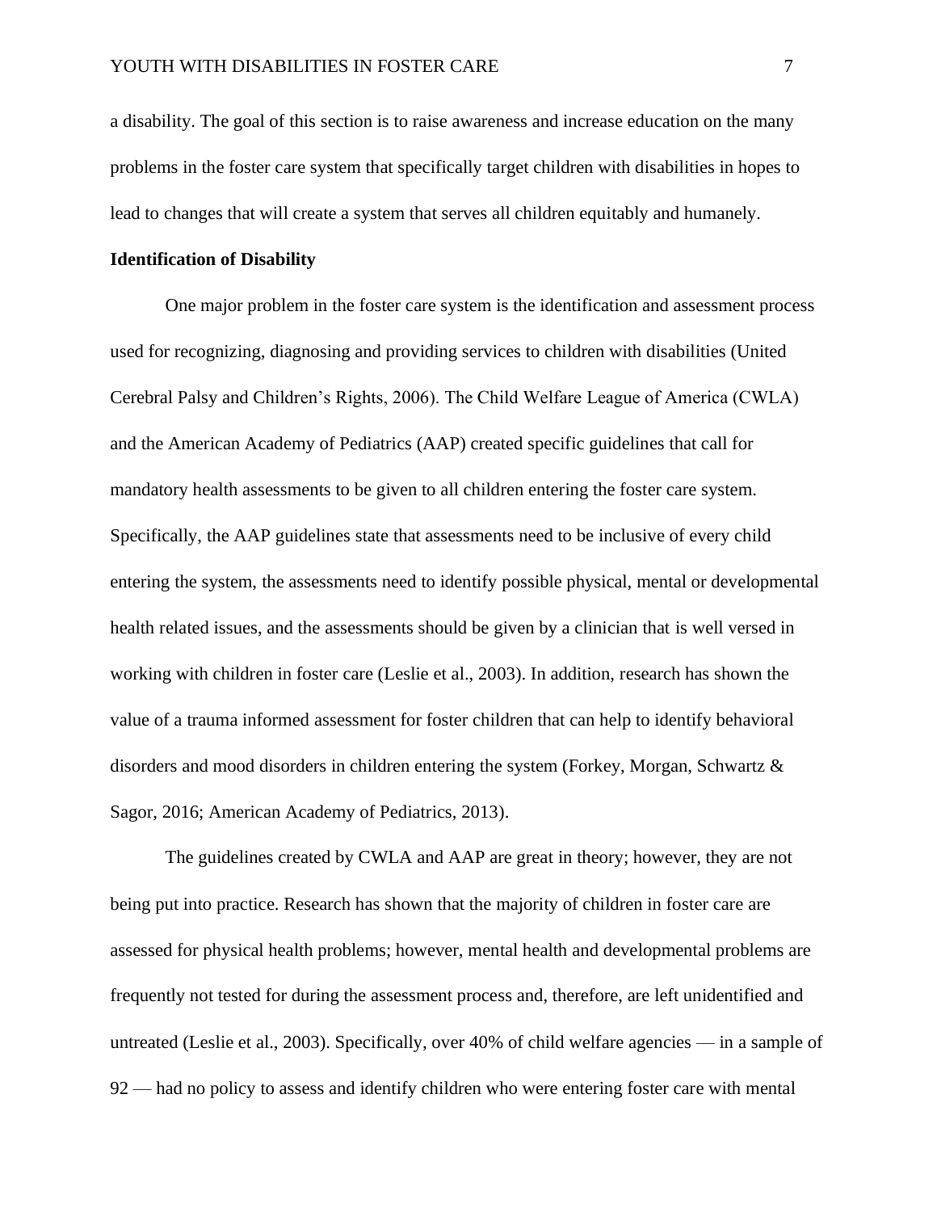a disability. The goal of this section is to raise awareness and increase education on the many problems in the foster care system that specifically target children with disabilities in hopes to lead to changes that will create a system that serves all children equitably and humanely.

## Identification of Disability

One major problem in the foster care system is the identification and assessment process used for recognizing, diagnosing and providing services to children with disabilities (United Cerebral Palsy and Children's Rights, 2006). The Child Welfare League of America (CWLA) and the American Academy of Pediatrics (AAP) created specific guidelines that call for mandatory health assessments to be given to all children entering the foster care system. Specifically, the AAP guidelines state that assessments need to be inclusive of every child entering the system, the assessments need to identify possible physical, mental or developmental health related issues, and the assessments should be given by a clinician that is well versed in working with children in foster care (Leslie et al., 2003). In addition, research has shown the value of a trauma informed assessment for foster children that can help to identify behavioral disorders and mood disorders in children entering the system (Forkey, Morgan, Schwartz & Sagor, 2016; American Academy of Pediatrics, 2013).

The guidelines created by CWLA and AAP are great in theory; however, they are not being put into practice. Research has shown that the majority of children in foster care are assessed for physical health problems; however, mental health and developmental problems are frequently not tested for during the assessment process and, therefore, are left unidentified and untreated (Leslie et al., 2003). Specifically, over 40% of child welfare agencies — in a sample of 92 — had no policy to assess and identify children who were entering foster care with mental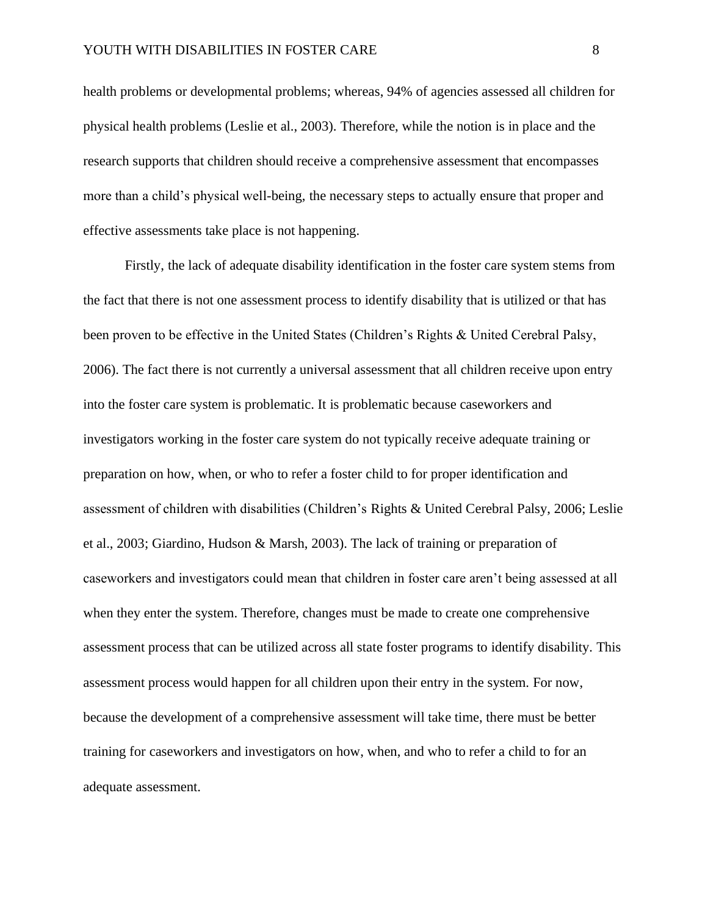health problems or developmental problems; whereas, 94% of agencies assessed all children for physical health problems (Leslie et al., 2003). Therefore, while the notion is in place and the research supports that children should receive a comprehensive assessment that encompasses more than a child's physical well-being, the necessary steps to actually ensure that proper and effective assessments take place is not happening.

Firstly, the lack of adequate disability identification in the foster care system stems from the fact that there is not one assessment process to identify disability that is utilized or that has been proven to be effective in the United States (Children's Rights & United Cerebral Palsy, 2006). The fact there is not currently a universal assessment that all children receive upon entry into the foster care system is problematic. It is problematic because caseworkers and investigators working in the foster care system do not typically receive adequate training or preparation on how, when, or who to refer a foster child to for proper identification and assessment of children with disabilities (Children's Rights & United Cerebral Palsy, 2006; Leslie et al., 2003; Giardino, Hudson & Marsh, 2003). The lack of training or preparation of caseworkers and investigators could mean that children in foster care aren't being assessed at all when they enter the system. Therefore, changes must be made to create one comprehensive assessment process that can be utilized across all state foster programs to identify disability. This assessment process would happen for all children upon their entry in the system. For now, because the development of a comprehensive assessment will take time, there must be better training for caseworkers and investigators on how, when, and who to refer a child to for an adequate assessment.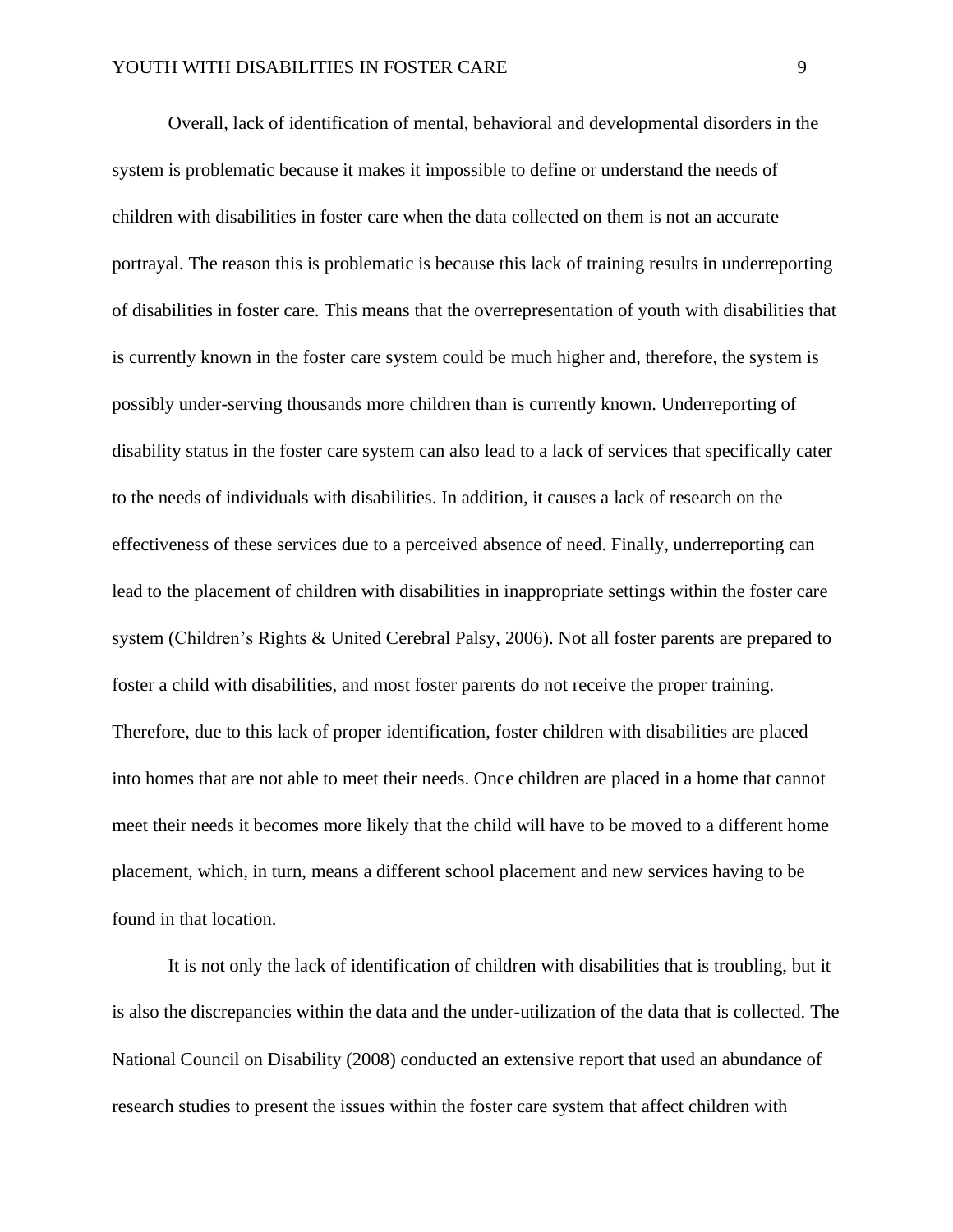Overall, lack of identification of mental, behavioral and developmental disorders in the system is problematic because it makes it impossible to define or understand the needs of children with disabilities in foster care when the data collected on them is not an accurate portrayal. The reason this is problematic is because this lack of training results in underreporting of disabilities in foster care. This means that the overrepresentation of youth with disabilities that is currently known in the foster care system could be much higher and, therefore, the system is possibly under-serving thousands more children than is currently known. Underreporting of disability status in the foster care system can also lead to a lack of services that specifically cater to the needs of individuals with disabilities. In addition, it causes a lack of research on the effectiveness of these services due to a perceived absence of need. Finally, underreporting can lead to the placement of children with disabilities in inappropriate settings within the foster care system (Children's Rights & United Cerebral Palsy, 2006). Not all foster parents are prepared to foster a child with disabilities, and most foster parents do not receive the proper training. Therefore, due to this lack of proper identification, foster children with disabilities are placed into homes that are not able to meet their needs. Once children are placed in a home that cannot meet their needs it becomes more likely that the child will have to be moved to a different home placement, which, in turn, means a different school placement and new services having to be found in that location.

It is not only the lack of identification of children with disabilities that is troubling, but it is also the discrepancies within the data and the under-utilization of the data that is collected. The National Council on Disability (2008) conducted an extensive report that used an abundance of research studies to present the issues within the foster care system that affect children with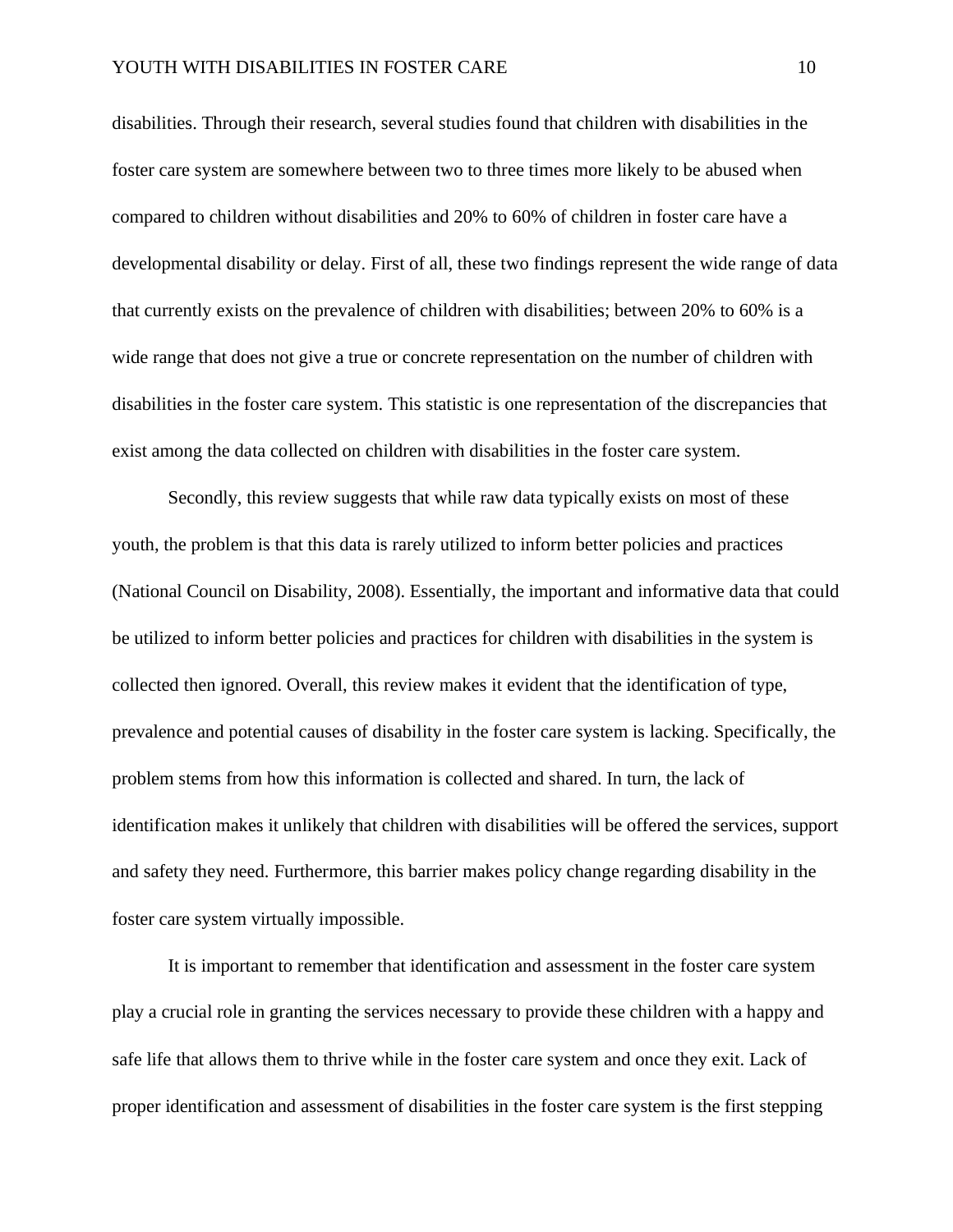disabilities. Through their research, several studies found that children with disabilities in the foster care system are somewhere between two to three times more likely to be abused when compared to children without disabilities and 20% to 60% of children in foster care have a developmental disability or delay. First of all, these two findings represent the wide range of data that currently exists on the prevalence of children with disabilities; between 20% to 60% is a wide range that does not give a true or concrete representation on the number of children with disabilities in the foster care system. This statistic is one representation of the discrepancies that exist among the data collected on children with disabilities in the foster care system.

Secondly, this review suggests that while raw data typically exists on most of these youth, the problem is that this data is rarely utilized to inform better policies and practices (National Council on Disability, 2008). Essentially, the important and informative data that could be utilized to inform better policies and practices for children with disabilities in the system is collected then ignored. Overall, this review makes it evident that the identification of type, prevalence and potential causes of disability in the foster care system is lacking. Specifically, the problem stems from how this information is collected and shared. In turn, the lack of identification makes it unlikely that children with disabilities will be offered the services, support and safety they need. Furthermore, this barrier makes policy change regarding disability in the foster care system virtually impossible.

It is important to remember that identification and assessment in the foster care system play a crucial role in granting the services necessary to provide these children with a happy and safe life that allows them to thrive while in the foster care system and once they exit. Lack of proper identification and assessment of disabilities in the foster care system is the first stepping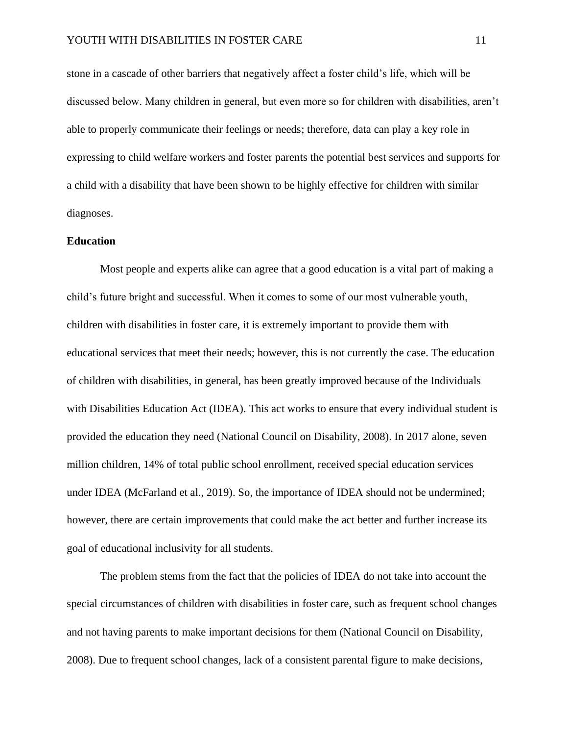stone in a cascade of other barriers that negatively affect a foster child's life, which will be discussed below. Many children in general, but even more so for children with disabilities, aren't able to properly communicate their feelings or needs; therefore, data can play a key role in expressing to child welfare workers and foster parents the potential best services and supports for a child with a disability that have been shown to be highly effective for children with similar diagnoses.

**Education**

Most people and experts alike can agree that a good education is a vital part of making a child's future bright and successful. When it comes to some of our most vulnerable youth, children with disabilities in foster care, it is extremely important to provide them with educational services that meet their needs; however, this is not currently the case. The education of children with disabilities, in general, has been greatly improved because of the Individuals with Disabilities Education Act (IDEA). This act works to ensure that every individual student is provided the education they need (National Council on Disability, 2008). In 2017 alone, seven million children, 14% of total public school enrollment, received special education services under IDEA (McFarland et al., 2019). So, the importance of IDEA should not be undermined; however, there are certain improvements that could make the act better and further increase its goal of educational inclusivity for all students.

The problem stems from the fact that the policies of IDEA do not take into account the special circumstances of children with disabilities in foster care, such as frequent school changes and not having parents to make important decisions for them (National Council on Disability, 2008). Due to frequent school changes, lack of a consistent parental figure to make decisions,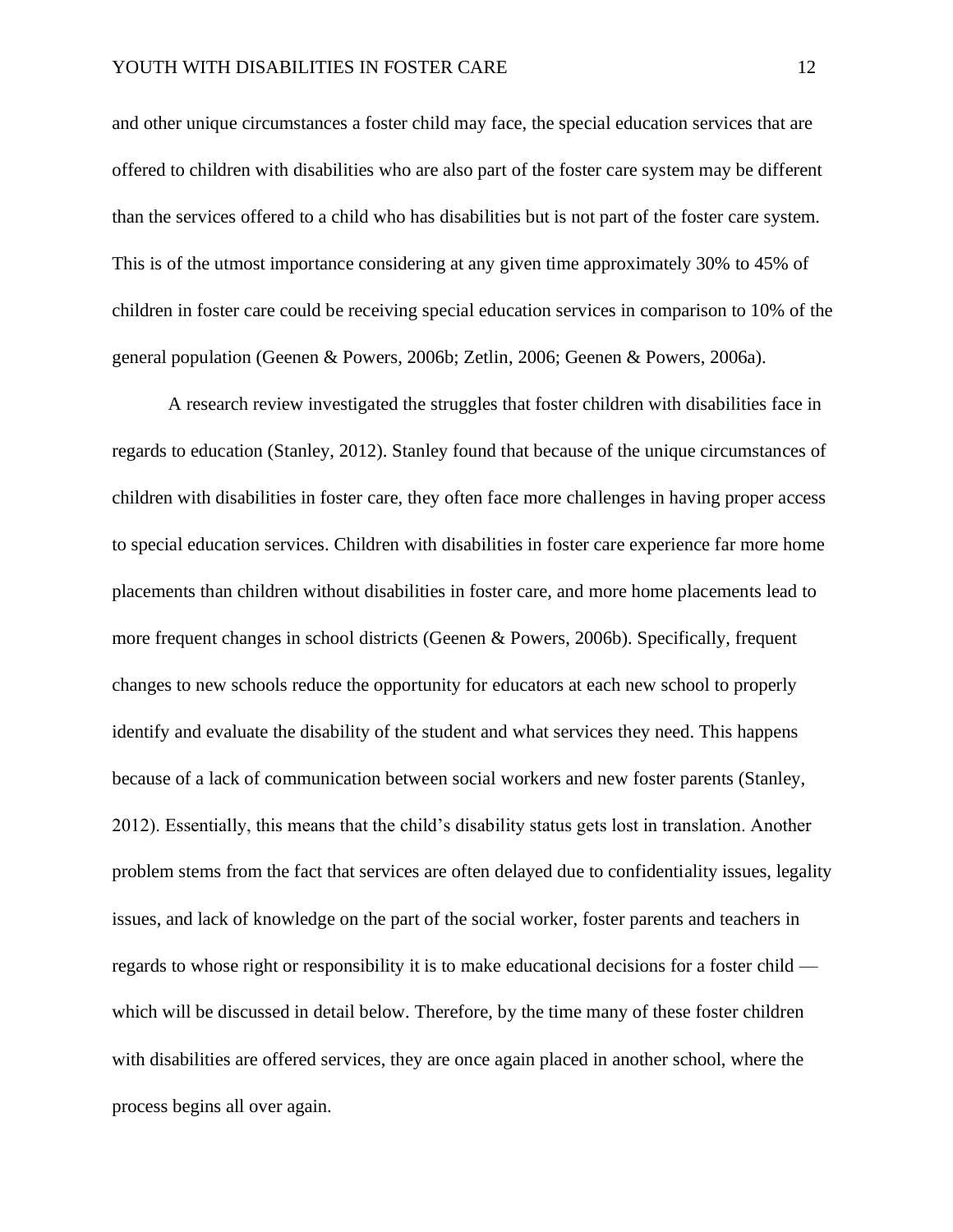and other unique circumstances a foster child may face, the special education services that are offered to children with disabilities who are also part of the foster care system may be different than the services offered to a child who has disabilities but is not part of the foster care system. This is of the utmost importance considering at any given time approximately 30% to 45% of children in foster care could be receiving special education services in comparison to 10% of the general population (Geenen & Powers, 2006b; Zetlin, 2006; Geenen & Powers, 2006a).

A research review investigated the struggles that foster children with disabilities face in regards to education (Stanley, 2012). Stanley found that because of the unique circumstances of children with disabilities in foster care, they often face more challenges in having proper access to special education services. Children with disabilities in foster care experience far more home placements than children without disabilities in foster care, and more home placements lead to more frequent changes in school districts (Geenen & Powers, 2006b). Specifically, frequent changes to new schools reduce the opportunity for educators at each new school to properly identify and evaluate the disability of the student and what services they need. This happens because of a lack of communication between social workers and new foster parents (Stanley, 2012). Essentially, this means that the child's disability status gets lost in translation. Another problem stems from the fact that services are often delayed due to confidentiality issues, legality issues, and lack of knowledge on the part of the social worker, foster parents and teachers in regards to whose right or responsibility it is to make educational decisions for a foster child — which will be discussed in detail below. Therefore, by the time many of these foster children with disabilities are offered services, they are once again placed in another school, where the process begins all over again.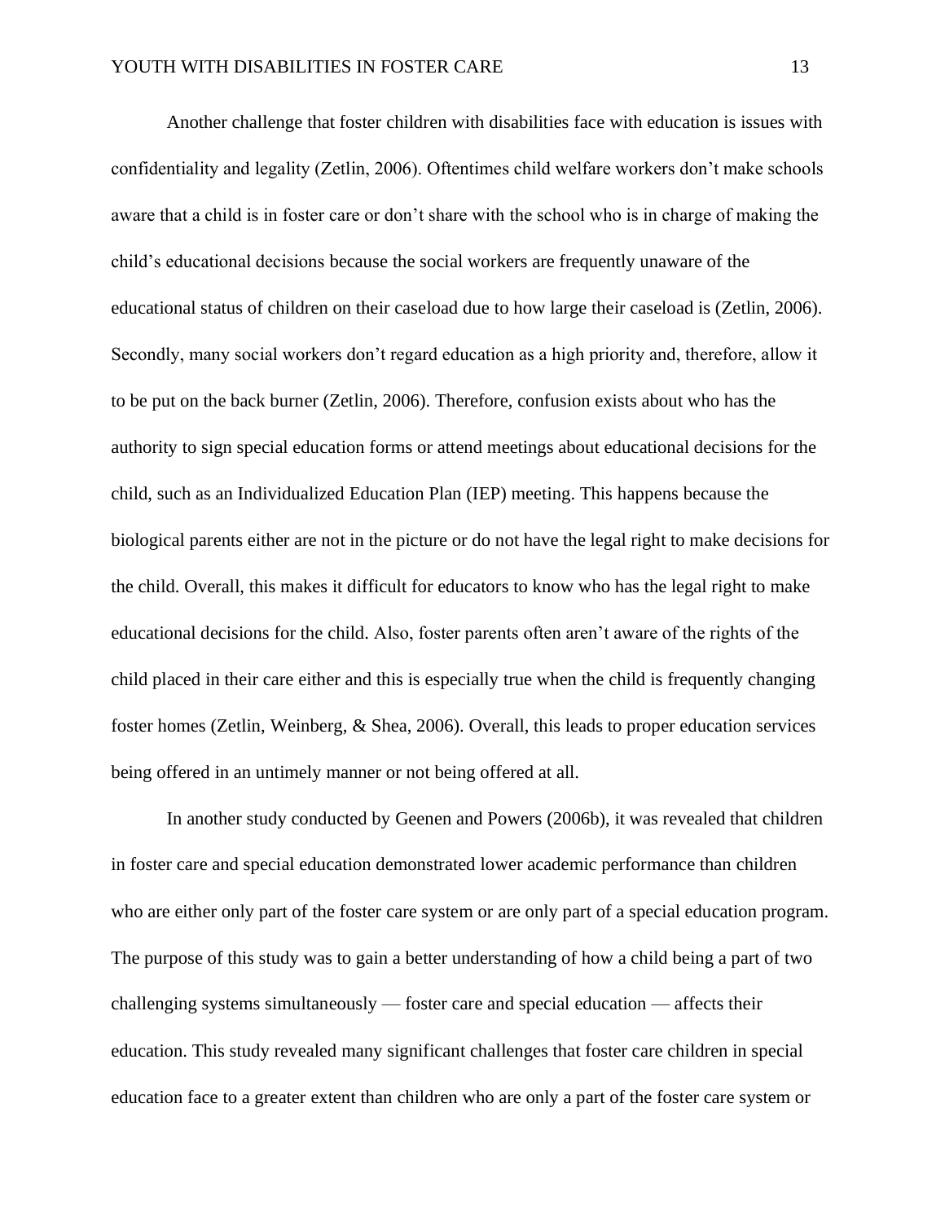Another challenge that foster children with disabilities face with education is issues with confidentiality and legality (Zetlin, 2006). Oftentimes child welfare workers don't make schools aware that a child is in foster care or don't share with the school who is in charge of making the child's educational decisions because the social workers are frequently unaware of the educational status of children on their caseload due to how large their caseload is (Zetlin, 2006). Secondly, many social workers don't regard education as a high priority and, therefore, allow it to be put on the back burner (Zetlin, 2006). Therefore, confusion exists about who has the authority to sign special education forms or attend meetings about educational decisions for the child, such as an Individualized Education Plan (IEP) meeting. This happens because the biological parents either are not in the picture or do not have the legal right to make decisions for the child. Overall, this makes it difficult for educators to know who has the legal right to make educational decisions for the child. Also, foster parents often aren't aware of the rights of the child placed in their care either and this is especially true when the child is frequently changing foster homes (Zetlin, Weinberg, & Shea, 2006). Overall, this leads to proper education services being offered in an untimely manner or not being offered at all.

In another study conducted by Geenen and Powers (2006b), it was revealed that children in foster care and special education demonstrated lower academic performance than children who are either only part of the foster care system or are only part of a special education program. The purpose of this study was to gain a better understanding of how a child being a part of two challenging systems simultaneously — foster care and special education — affects their education. This study revealed many significant challenges that foster care children in special education face to a greater extent than children who are only a part of the foster care system or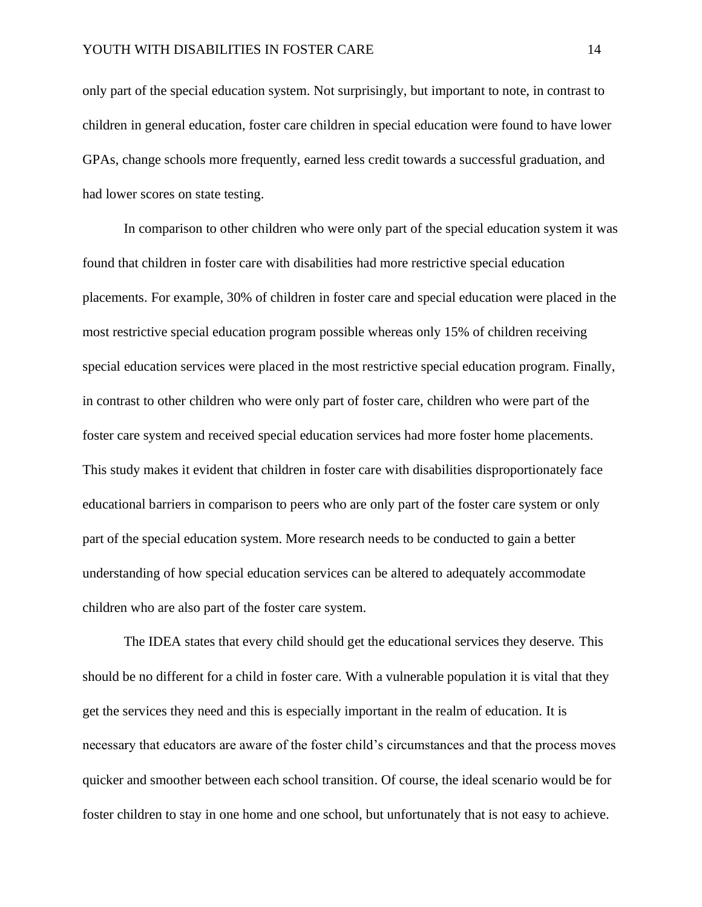only part of the special education system. Not surprisingly, but important to note, in contrast to children in general education, foster care children in special education were found to have lower GPAs, change schools more frequently, earned less credit towards a successful graduation, and had lower scores on state testing.

In comparison to other children who were only part of the special education system it was found that children in foster care with disabilities had more restrictive special education placements. For example, 30% of children in foster care and special education were placed in the most restrictive special education program possible whereas only 15% of children receiving special education services were placed in the most restrictive special education program. Finally, in contrast to other children who were only part of foster care, children who were part of the foster care system and received special education services had more foster home placements. This study makes it evident that children in foster care with disabilities disproportionately face educational barriers in comparison to peers who are only part of the foster care system or only part of the special education system. More research needs to be conducted to gain a better understanding of how special education services can be altered to adequately accommodate children who are also part of the foster care system.

The IDEA states that every child should get the educational services they deserve. This should be no different for a child in foster care. With a vulnerable population it is vital that they get the services they need and this is especially important in the realm of education. It is necessary that educators are aware of the foster child's circumstances and that the process moves quicker and smoother between each school transition. Of course, the ideal scenario would be for foster children to stay in one home and one school, but unfortunately that is not easy to achieve.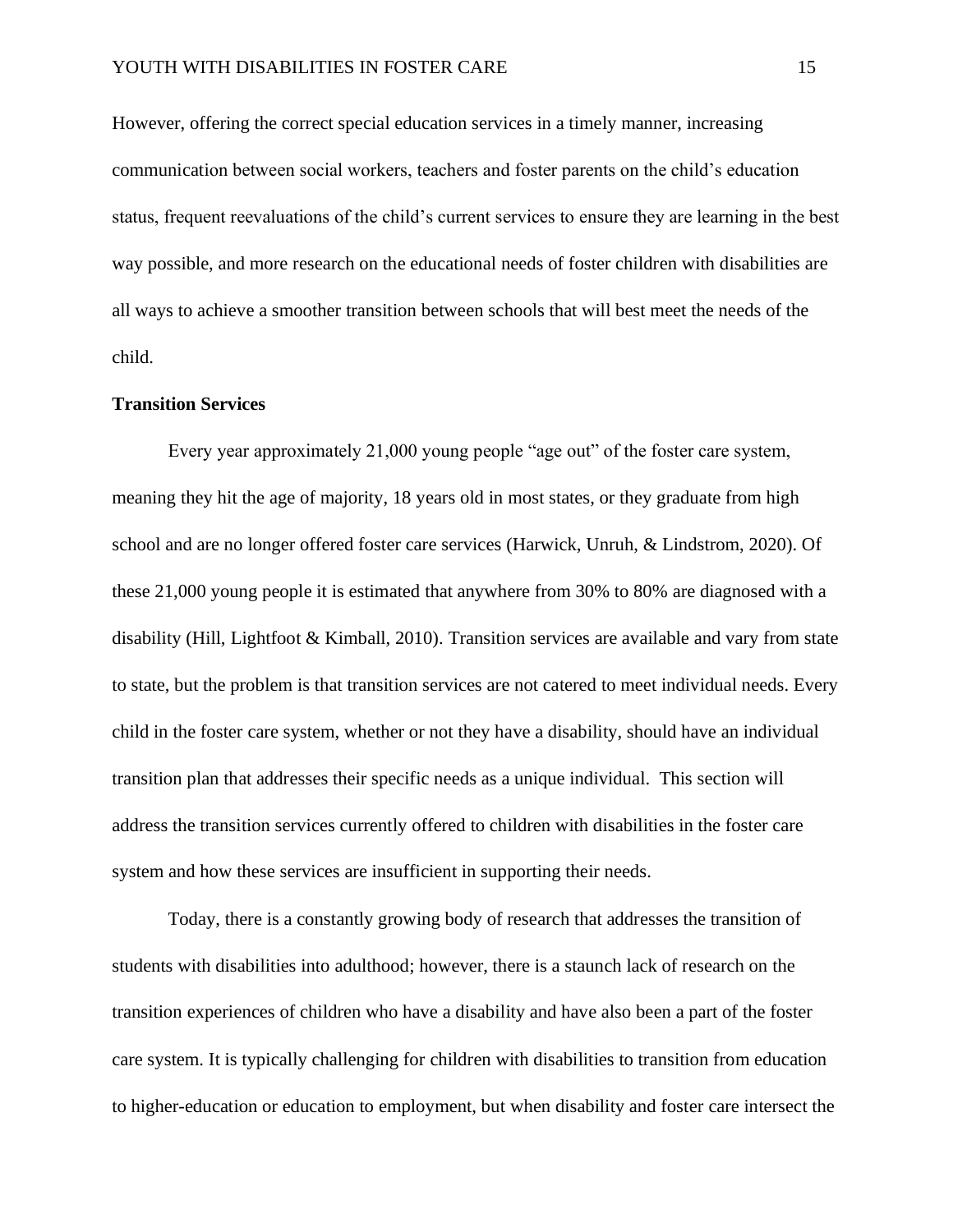However, offering the correct special education services in a timely manner, increasing communication between social workers, teachers and foster parents on the child's education status, frequent reevaluations of the child's current services to ensure they are learning in the best way possible, and more research on the educational needs of foster children with disabilities are all ways to achieve a smoother transition between schools that will best meet the needs of the child.

**Transition Services**

Every year approximately 21,000 young people "age out" of the foster care system, meaning they hit the age of majority, 18 years old in most states, or they graduate from high school and are no longer offered foster care services (Harwick, Unruh, & Lindstrom, 2020). Of these 21,000 young people it is estimated that anywhere from 30% to 80% are diagnosed with a disability (Hill, Lightfoot & Kimball, 2010). Transition services are available and vary from state to state, but the problem is that transition services are not catered to meet individual needs. Every child in the foster care system, whether or not they have a disability, should have an individual transition plan that addresses their specific needs as a unique individual. This section will address the transition services currently offered to children with disabilities in the foster care system and how these services are insufficient in supporting their needs.

Today, there is a constantly growing body of research that addresses the transition of students with disabilities into adulthood; however, there is a staunch lack of research on the transition experiences of children who have a disability and have also been a part of the foster care system. It is typically challenging for children with disabilities to transition from education to higher-education or education to employment, but when disability and foster care intersect the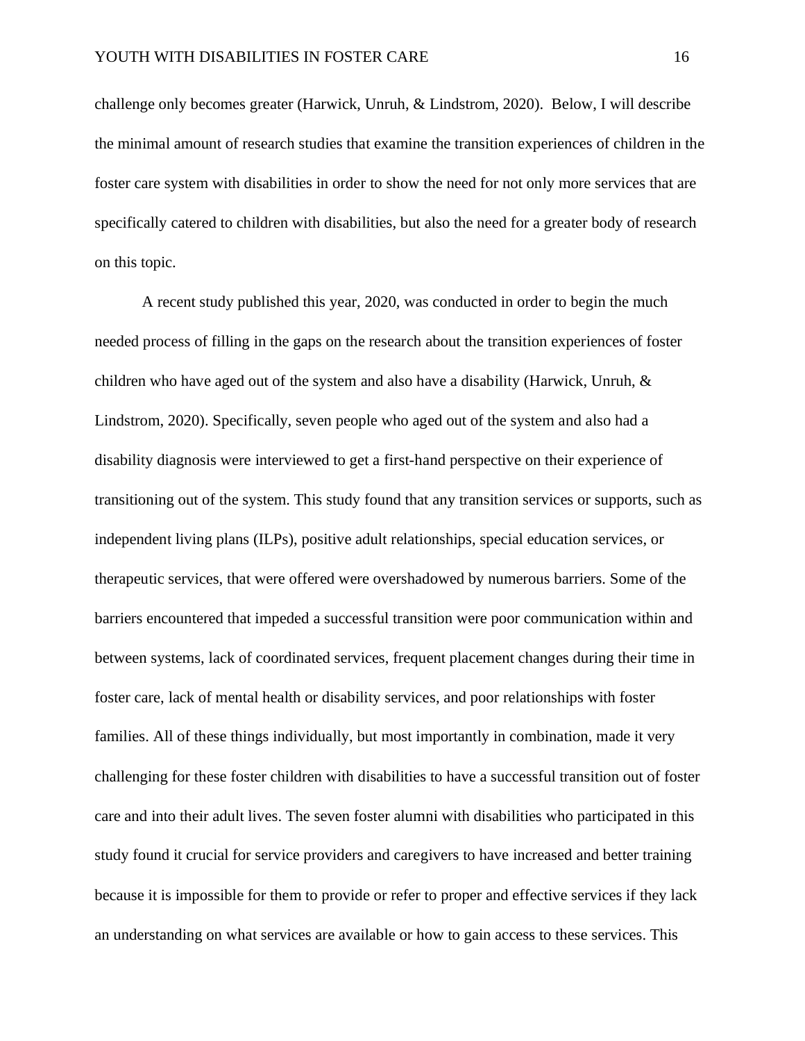challenge only becomes greater (Harwick, Unruh, & Lindstrom, 2020). Below, I will describe the minimal amount of research studies that examine the transition experiences of children in the foster care system with disabilities in order to show the need for not only more services that are specifically catered to children with disabilities, but also the need for a greater body of research on this topic.

A recent study published this year, 2020, was conducted in order to begin the much needed process of filling in the gaps on the research about the transition experiences of foster children who have aged out of the system and also have a disability (Harwick, Unruh, & Lindstrom, 2020). Specifically, seven people who aged out of the system and also had a disability diagnosis were interviewed to get a first-hand perspective on their experience of transitioning out of the system. This study found that any transition services or supports, such as independent living plans (ILPs), positive adult relationships, special education services, or therapeutic services, that were offered were overshadowed by numerous barriers. Some of the barriers encountered that impeded a successful transition were poor communication within and between systems, lack of coordinated services, frequent placement changes during their time in foster care, lack of mental health or disability services, and poor relationships with foster families. All of these things individually, but most importantly in combination, made it very challenging for these foster children with disabilities to have a successful transition out of foster care and into their adult lives. The seven foster alumni with disabilities who participated in this study found it crucial for service providers and caregivers to have increased and better training because it is impossible for them to provide or refer to proper and effective services if they lack an understanding on what services are available or how to gain access to these services. This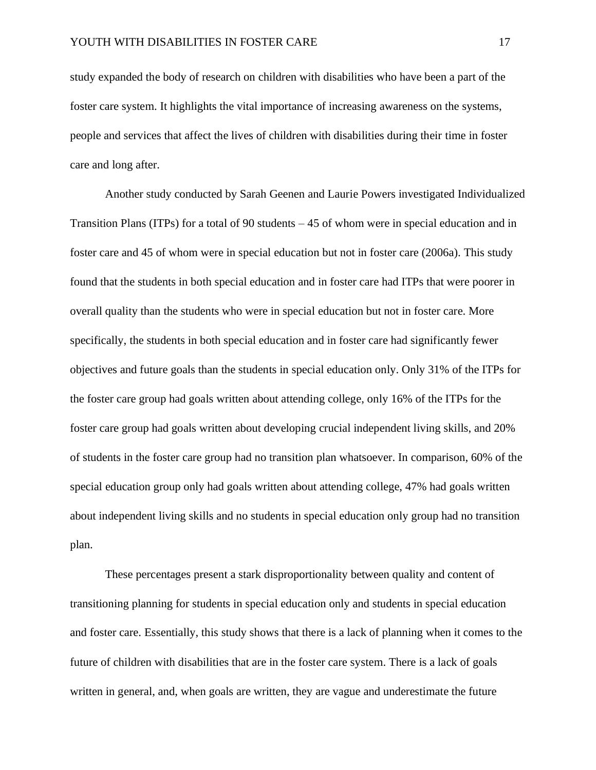study expanded the body of research on children with disabilities who have been a part of the foster care system. It highlights the vital importance of increasing awareness on the systems, people and services that affect the lives of children with disabilities during their time in foster care and long after.

Another study conducted by Sarah Geenen and Laurie Powers investigated Individualized Transition Plans (ITPs) for a total of 90 students – 45 of whom were in special education and in foster care and 45 of whom were in special education but not in foster care (2006a). This study found that the students in both special education and in foster care had ITPs that were poorer in overall quality than the students who were in special education but not in foster care. More specifically, the students in both special education and in foster care had significantly fewer objectives and future goals than the students in special education only. Only 31% of the ITPs for the foster care group had goals written about attending college, only 16% of the ITPs for the foster care group had goals written about developing crucial independent living skills, and 20% of students in the foster care group had no transition plan whatsoever. In comparison, 60% of the special education group only had goals written about attending college, 47% had goals written about independent living skills and no students in special education only group had no transition plan.

These percentages present a stark disproportionality between quality and content of transitioning planning for students in special education only and students in special education and foster care. Essentially, this study shows that there is a lack of planning when it comes to the future of children with disabilities that are in the foster care system. There is a lack of goals written in general, and, when goals are written, they are vague and underestimate the future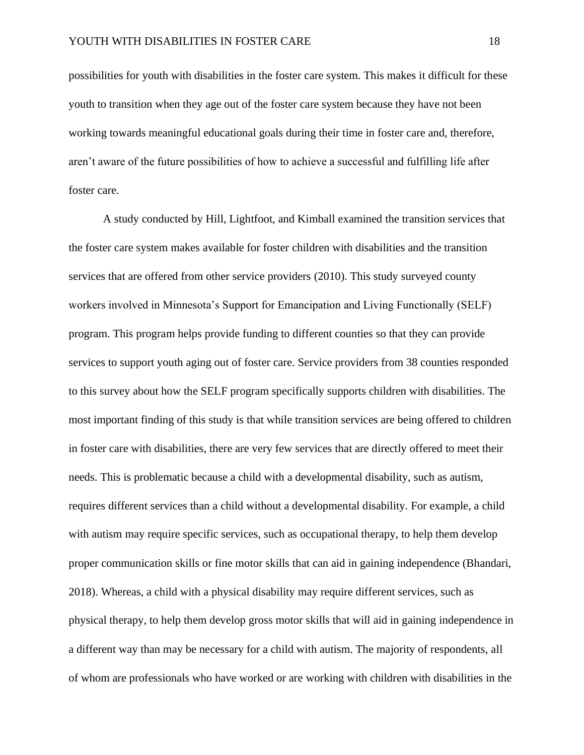possibilities for youth with disabilities in the foster care system. This makes it difficult for these youth to transition when they age out of the foster care system because they have not been working towards meaningful educational goals during their time in foster care and, therefore, aren't aware of the future possibilities of how to achieve a successful and fulfilling life after foster care.

A study conducted by Hill, Lightfoot, and Kimball examined the transition services that the foster care system makes available for foster children with disabilities and the transition services that are offered from other service providers (2010). This study surveyed county workers involved in Minnesota's Support for Emancipation and Living Functionally (SELF) program. This program helps provide funding to different counties so that they can provide services to support youth aging out of foster care. Service providers from 38 counties responded to this survey about how the SELF program specifically supports children with disabilities. The most important finding of this study is that while transition services are being offered to children in foster care with disabilities, there are very few services that are directly offered to meet their needs. This is problematic because a child with a developmental disability, such as autism, requires different services than a child without a developmental disability. For example, a child with autism may require specific services, such as occupational therapy, to help them develop proper communication skills or fine motor skills that can aid in gaining independence (Bhandari, 2018). Whereas, a child with a physical disability may require different services, such as physical therapy, to help them develop gross motor skills that will aid in gaining independence in a different way than may be necessary for a child with autism. The majority of respondents, all of whom are professionals who have worked or are working with children with disabilities in the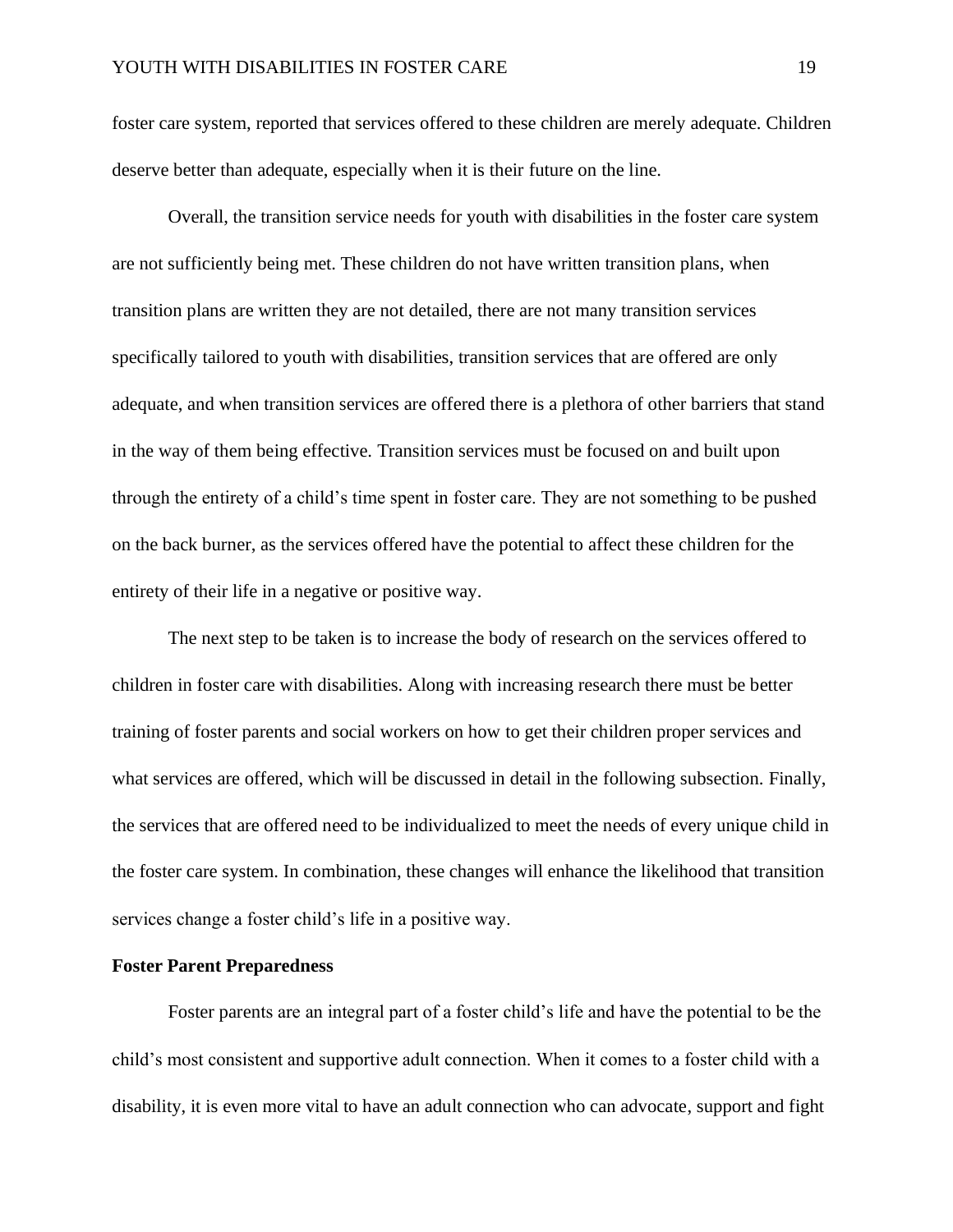foster care system, reported that services offered to these children are merely adequate. Children deserve better than adequate, especially when it is their future on the line.

Overall, the transition service needs for youth with disabilities in the foster care system are not sufficiently being met. These children do not have written transition plans, when transition plans are written they are not detailed, there are not many transition services specifically tailored to youth with disabilities, transition services that are offered are only adequate, and when transition services are offered there is a plethora of other barriers that stand in the way of them being effective. Transition services must be focused on and built upon through the entirety of a child's time spent in foster care. They are not something to be pushed on the back burner, as the services offered have the potential to affect these children for the entirety of their life in a negative or positive way.

The next step to be taken is to increase the body of research on the services offered to children in foster care with disabilities. Along with increasing research there must be better training of foster parents and social workers on how to get their children proper services and what services are offered, which will be discussed in detail in the following subsection. Finally, the services that are offered need to be individualized to meet the needs of every unique child in the foster care system. In combination, these changes will enhance the likelihood that transition services change a foster child's life in a positive way.

**Foster Parent Preparedness**

Foster parents are an integral part of a foster child's life and have the potential to be the child's most consistent and supportive adult connection. When it comes to a foster child with a disability, it is even more vital to have an adult connection who can advocate, support and fight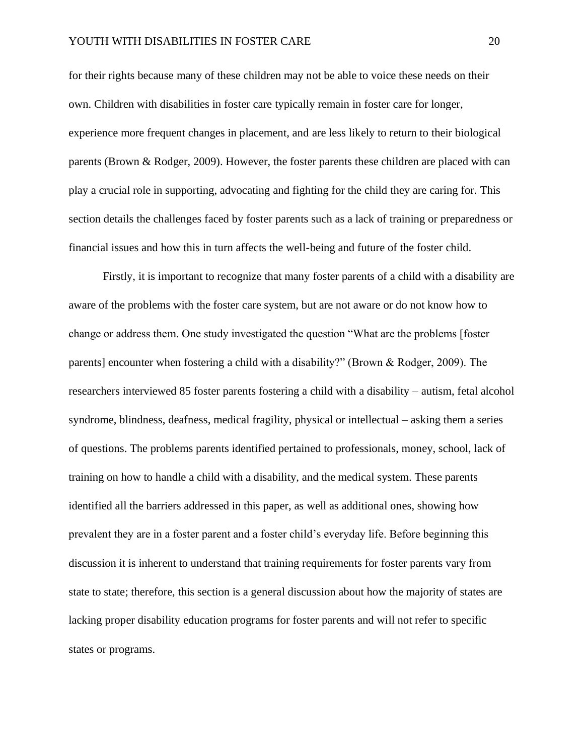for their rights because many of these children may not be able to voice these needs on their own. Children with disabilities in foster care typically remain in foster care for longer, experience more frequent changes in placement, and are less likely to return to their biological parents (Brown & Rodger, 2009). However, the foster parents these children are placed with can play a crucial role in supporting, advocating and fighting for the child they are caring for. This section details the challenges faced by foster parents such as a lack of training or preparedness or financial issues and how this in turn affects the well-being and future of the foster child.

Firstly, it is important to recognize that many foster parents of a child with a disability are aware of the problems with the foster care system, but are not aware or do not know how to change or address them. One study investigated the question "What are the problems [foster parents] encounter when fostering a child with a disability?" (Brown & Rodger, 2009). The researchers interviewed 85 foster parents fostering a child with a disability – autism, fetal alcohol syndrome, blindness, deafness, medical fragility, physical or intellectual – asking them a series of questions. The problems parents identified pertained to professionals, money, school, lack of training on how to handle a child with a disability, and the medical system. These parents identified all the barriers addressed in this paper, as well as additional ones, showing how prevalent they are in a foster parent and a foster child's everyday life. Before beginning this discussion it is inherent to understand that training requirements for foster parents vary from state to state; therefore, this section is a general discussion about how the majority of states are lacking proper disability education programs for foster parents and will not refer to specific states or programs.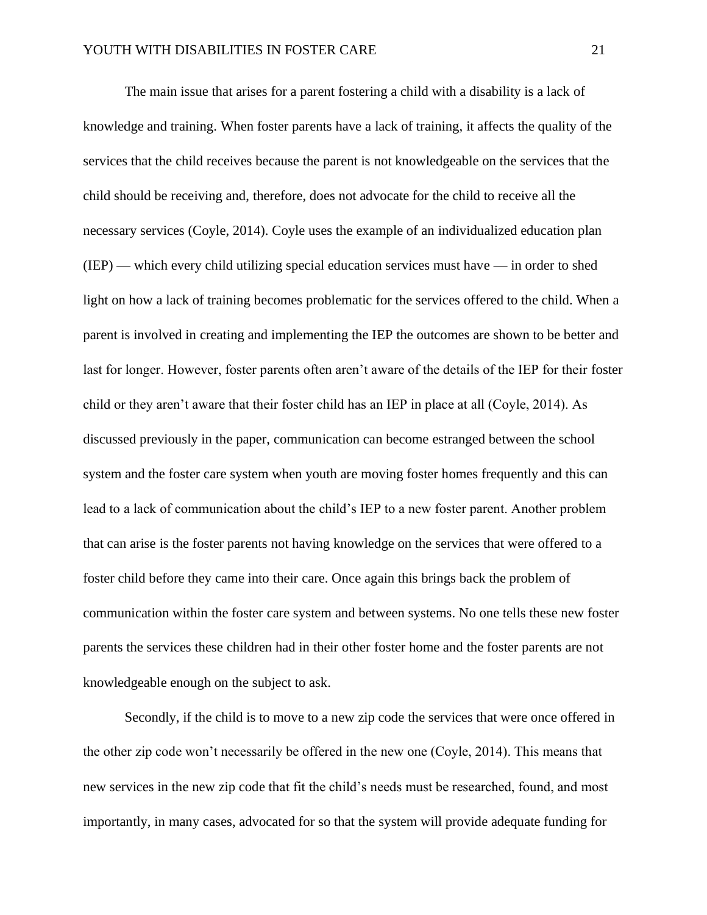The main issue that arises for a parent fostering a child with a disability is a lack of knowledge and training. When foster parents have a lack of training, it affects the quality of the services that the child receives because the parent is not knowledgeable on the services that the child should be receiving and, therefore, does not advocate for the child to receive all the necessary services (Coyle, 2014). Coyle uses the example of an individualized education plan (IEP) — which every child utilizing special education services must have — in order to shed light on how a lack of training becomes problematic for the services offered to the child. When a parent is involved in creating and implementing the IEP the outcomes are shown to be better and last for longer. However, foster parents often aren't aware of the details of the IEP for their foster child or they aren't aware that their foster child has an IEP in place at all (Coyle, 2014). As discussed previously in the paper, communication can become estranged between the school system and the foster care system when youth are moving foster homes frequently and this can lead to a lack of communication about the child's IEP to a new foster parent. Another problem that can arise is the foster parents not having knowledge on the services that were offered to a foster child before they came into their care. Once again this brings back the problem of communication within the foster care system and between systems. No one tells these new foster parents the services these children had in their other foster home and the foster parents are not knowledgeable enough on the subject to ask.

Secondly, if the child is to move to a new zip code the services that were once offered in the other zip code won't necessarily be offered in the new one (Coyle, 2014). This means that new services in the new zip code that fit the child's needs must be researched, found, and most importantly, in many cases, advocated for so that the system will provide adequate funding for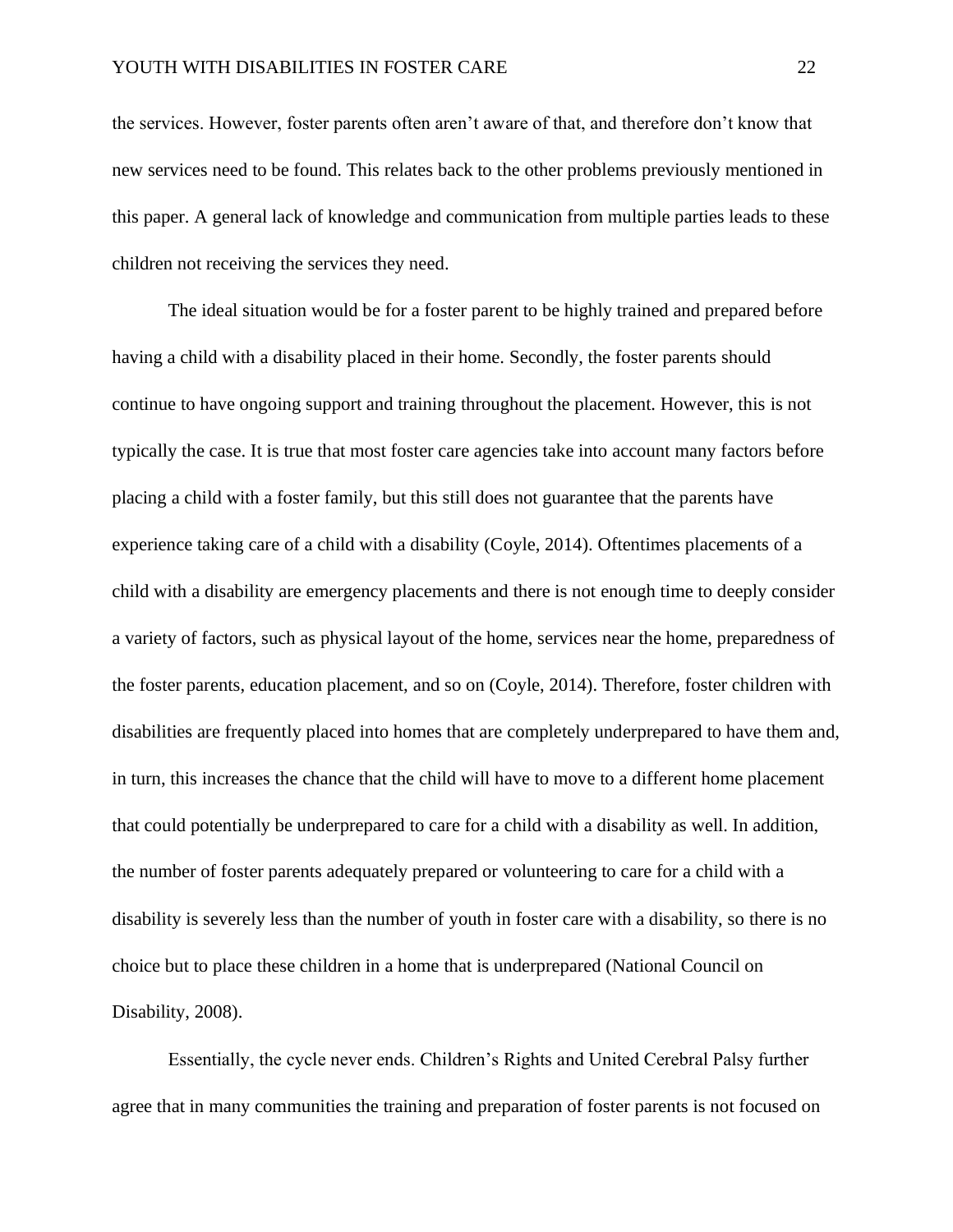the services. However, foster parents often aren't aware of that, and therefore don't know that new services need to be found. This relates back to the other problems previously mentioned in this paper. A general lack of knowledge and communication from multiple parties leads to these children not receiving the services they need.

The ideal situation would be for a foster parent to be highly trained and prepared before having a child with a disability placed in their home. Secondly, the foster parents should continue to have ongoing support and training throughout the placement. However, this is not typically the case. It is true that most foster care agencies take into account many factors before placing a child with a foster family, but this still does not guarantee that the parents have experience taking care of a child with a disability (Coyle, 2014). Oftentimes placements of a child with a disability are emergency placements and there is not enough time to deeply consider a variety of factors, such as physical layout of the home, services near the home, preparedness of the foster parents, education placement, and so on (Coyle, 2014). Therefore, foster children with disabilities are frequently placed into homes that are completely underprepared to have them and, in turn, this increases the chance that the child will have to move to a different home placement that could potentially be underprepared to care for a child with a disability as well. In addition, the number of foster parents adequately prepared or volunteering to care for a child with a disability is severely less than the number of youth in foster care with a disability, so there is no choice but to place these children in a home that is underprepared (National Council on Disability, 2008).

Essentially, the cycle never ends. Children's Rights and United Cerebral Palsy further agree that in many communities the training and preparation of foster parents is not focused on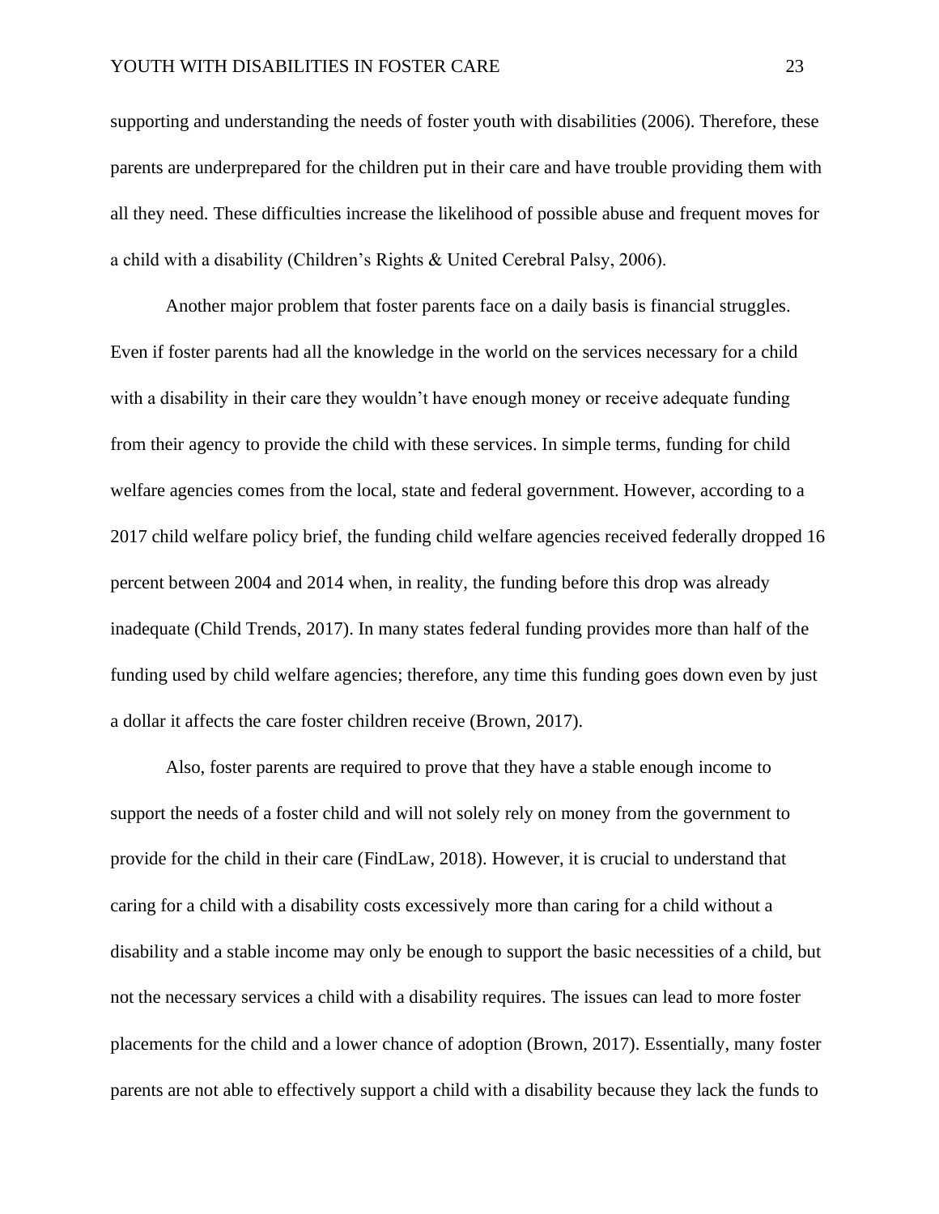supporting and understanding the needs of foster youth with disabilities (2006). Therefore, these parents are underprepared for the children put in their care and have trouble providing them with all they need. These difficulties increase the likelihood of possible abuse and frequent moves for a child with a disability (Children's Rights & United Cerebral Palsy, 2006).

Another major problem that foster parents face on a daily basis is financial struggles. Even if foster parents had all the knowledge in the world on the services necessary for a child with a disability in their care they wouldn't have enough money or receive adequate funding from their agency to provide the child with these services. In simple terms, funding for child welfare agencies comes from the local, state and federal government. However, according to a 2017 child welfare policy brief, the funding child welfare agencies received federally dropped 16 percent between 2004 and 2014 when, in reality, the funding before this drop was already inadequate (Child Trends, 2017). In many states federal funding provides more than half of the funding used by child welfare agencies; therefore, any time this funding goes down even by just a dollar it affects the care foster children receive (Brown, 2017).

Also, foster parents are required to prove that they have a stable enough income to support the needs of a foster child and will not solely rely on money from the government to provide for the child in their care (FindLaw, 2018). However, it is crucial to understand that caring for a child with a disability costs excessively more than caring for a child without a disability and a stable income may only be enough to support the basic necessities of a child, but not the necessary services a child with a disability requires. The issues can lead to more foster placements for the child and a lower chance of adoption (Brown, 2017). Essentially, many foster parents are not able to effectively support a child with a disability because they lack the funds to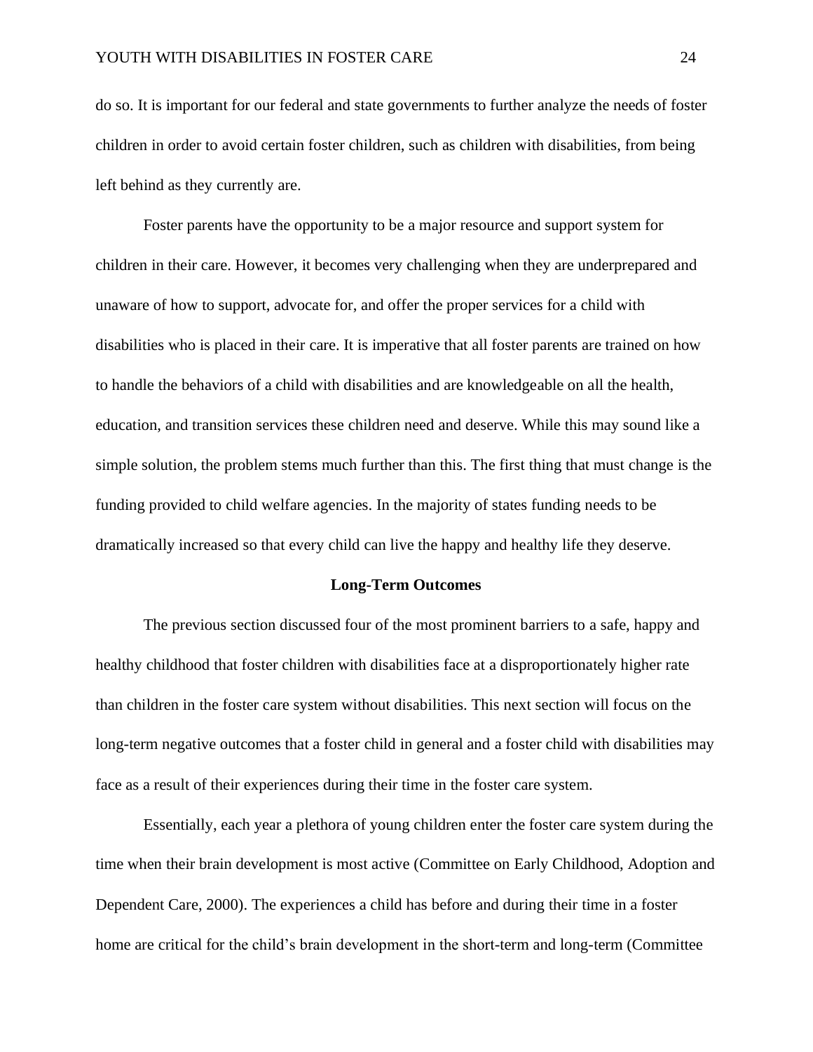do so. It is important for our federal and state governments to further analyze the needs of foster children in order to avoid certain foster children, such as children with disabilities, from being left behind as they currently are.

Foster parents have the opportunity to be a major resource and support system for children in their care. However, it becomes very challenging when they are underprepared and unaware of how to support, advocate for, and offer the proper services for a child with disabilities who is placed in their care. It is imperative that all foster parents are trained on how to handle the behaviors of a child with disabilities and are knowledgeable on all the health, education, and transition services these children need and deserve. While this may sound like a simple solution, the problem stems much further than this. The first thing that must change is the funding provided to child welfare agencies. In the majority of states funding needs to be dramatically increased so that every child can live the happy and healthy life they deserve.

## Long-Term Outcomes

The previous section discussed four of the most prominent barriers to a safe, happy and healthy childhood that foster children with disabilities face at a disproportionately higher rate than children in the foster care system without disabilities. This next section will focus on the long-term negative outcomes that a foster child in general and a foster child with disabilities may face as a result of their experiences during their time in the foster care system.

Essentially, each year a plethora of young children enter the foster care system during the time when their brain development is most active (Committee on Early Childhood, Adoption and Dependent Care, 2000). The experiences a child has before and during their time in a foster home are critical for the child's brain development in the short-term and long-term (Committee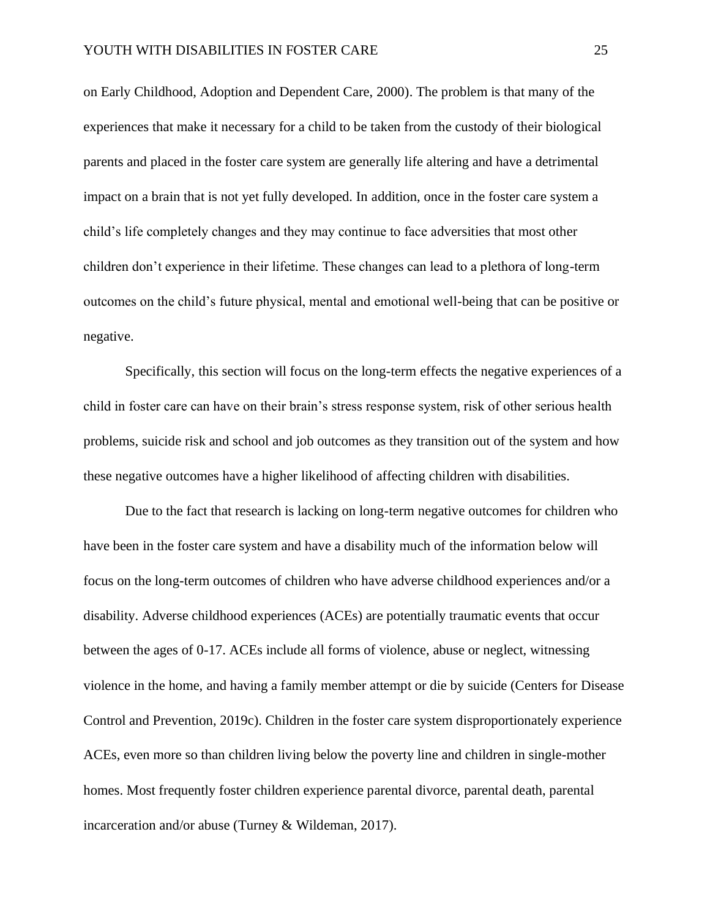on Early Childhood, Adoption and Dependent Care, 2000). The problem is that many of the experiences that make it necessary for a child to be taken from the custody of their biological parents and placed in the foster care system are generally life altering and have a detrimental impact on a brain that is not yet fully developed. In addition, once in the foster care system a child's life completely changes and they may continue to face adversities that most other children don't experience in their lifetime. These changes can lead to a plethora of long-term outcomes on the child's future physical, mental and emotional well-being that can be positive or negative.

Specifically, this section will focus on the long-term effects the negative experiences of a child in foster care can have on their brain's stress response system, risk of other serious health problems, suicide risk and school and job outcomes as they transition out of the system and how these negative outcomes have a higher likelihood of affecting children with disabilities.

Due to the fact that research is lacking on long-term negative outcomes for children who have been in the foster care system and have a disability much of the information below will focus on the long-term outcomes of children who have adverse childhood experiences and/or a disability. Adverse childhood experiences (ACEs) are potentially traumatic events that occur between the ages of 0-17. ACEs include all forms of violence, abuse or neglect, witnessing violence in the home, and having a family member attempt or die by suicide (Centers for Disease Control and Prevention, 2019c). Children in the foster care system disproportionately experience ACEs, even more so than children living below the poverty line and children in single-mother homes. Most frequently foster children experience parental divorce, parental death, parental incarceration and/or abuse (Turney & Wildeman, 2017).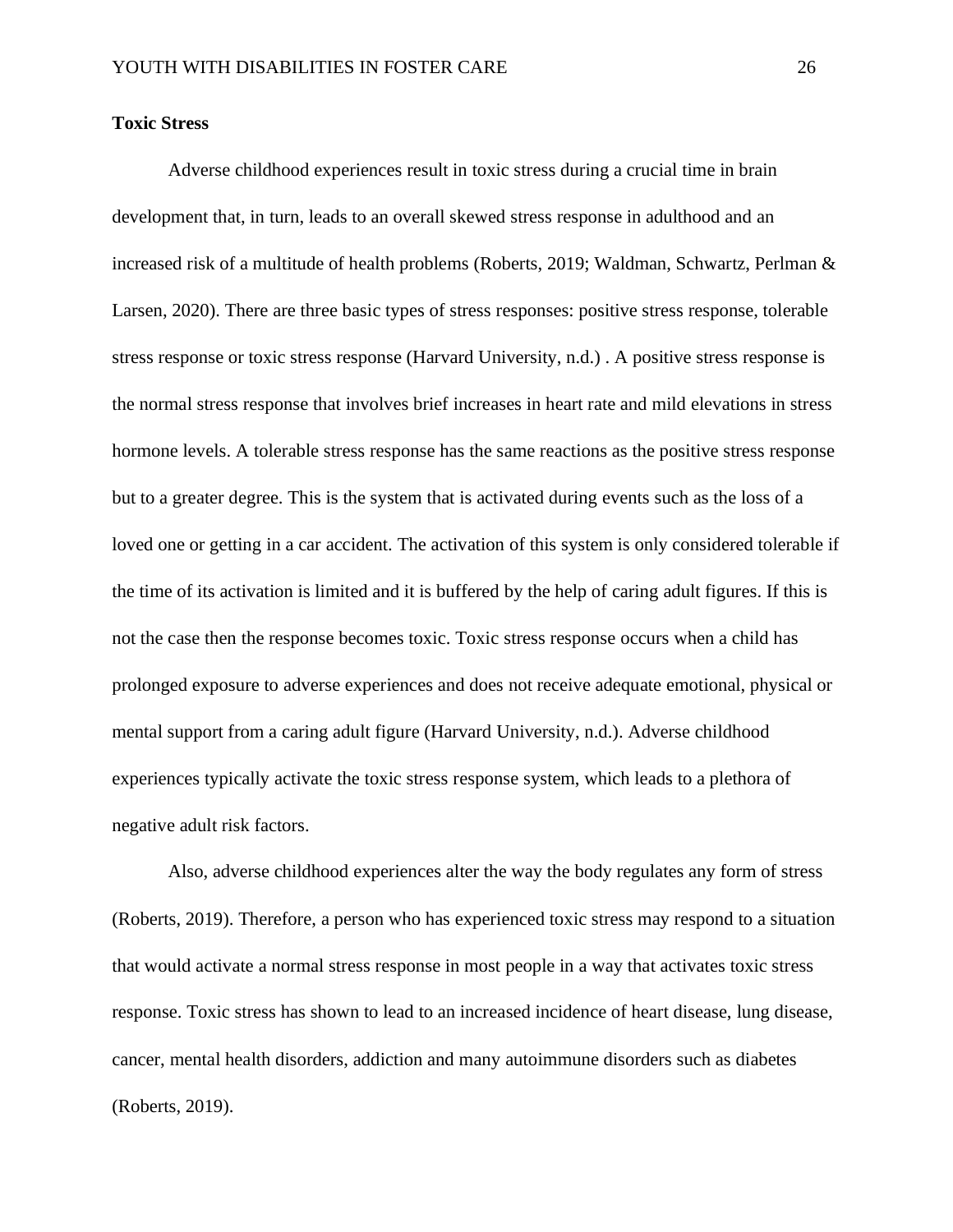**Toxic Stress**

Adverse childhood experiences result in toxic stress during a crucial time in brain development that, in turn, leads to an overall skewed stress response in adulthood and an increased risk of a multitude of health problems (Roberts, 2019; Waldman, Schwartz, Perlman & Larsen, 2020). There are three basic types of stress responses: positive stress response, tolerable stress response or toxic stress response (Harvard University, n.d.) . A positive stress response is the normal stress response that involves brief increases in heart rate and mild elevations in stress hormone levels. A tolerable stress response has the same reactions as the positive stress response but to a greater degree. This is the system that is activated during events such as the loss of a loved one or getting in a car accident. The activation of this system is only considered tolerable if the time of its activation is limited and it is buffered by the help of caring adult figures. If this is not the case then the response becomes toxic. Toxic stress response occurs when a child has prolonged exposure to adverse experiences and does not receive adequate emotional, physical or mental support from a caring adult figure (Harvard University, n.d.). Adverse childhood experiences typically activate the toxic stress response system, which leads to a plethora of negative adult risk factors.

Also, adverse childhood experiences alter the way the body regulates any form of stress (Roberts, 2019). Therefore, a person who has experienced toxic stress may respond to a situation that would activate a normal stress response in most people in a way that activates toxic stress response. Toxic stress has shown to lead to an increased incidence of heart disease, lung disease, cancer, mental health disorders, addiction and many autoimmune disorders such as diabetes (Roberts, 2019).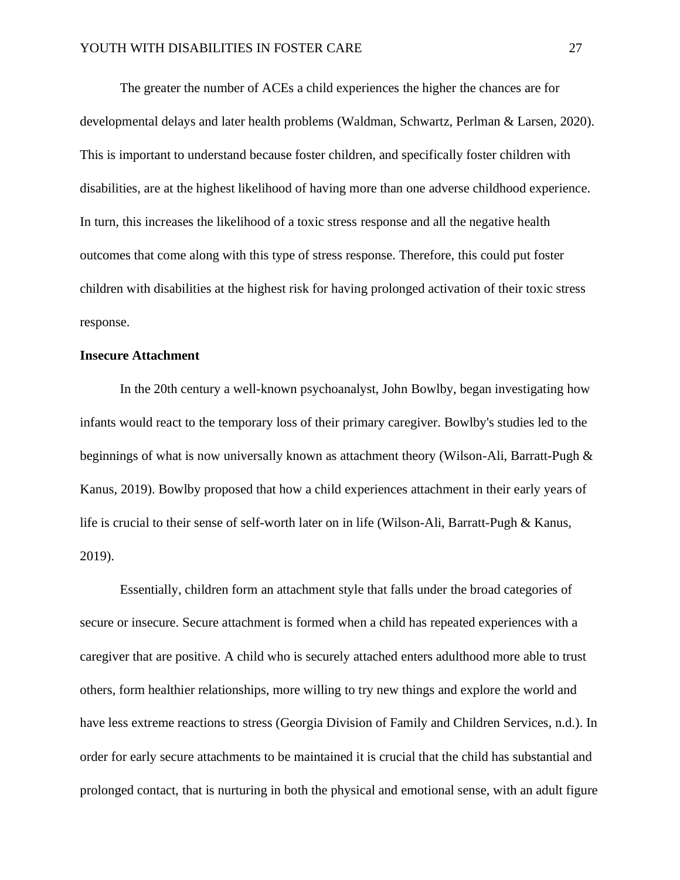The greater the number of ACEs a child experiences the higher the chances are for developmental delays and later health problems (Waldman, Schwartz, Perlman & Larsen, 2020). This is important to understand because foster children, and specifically foster children with disabilities, are at the highest likelihood of having more than one adverse childhood experience. In turn, this increases the likelihood of a toxic stress response and all the negative health outcomes that come along with this type of stress response. Therefore, this could put foster children with disabilities at the highest risk for having prolonged activation of their toxic stress response.

**Insecure Attachment**

In the 20th century a well-known psychoanalyst, John Bowlby, began investigating how infants would react to the temporary loss of their primary caregiver. Bowlby's studies led to the beginnings of what is now universally known as attachment theory (Wilson-Ali, Barratt-Pugh & Kanus, 2019). Bowlby proposed that how a child experiences attachment in their early years of life is crucial to their sense of self-worth later on in life (Wilson-Ali, Barratt-Pugh & Kanus, 2019).

Essentially, children form an attachment style that falls under the broad categories of secure or insecure. Secure attachment is formed when a child has repeated experiences with a caregiver that are positive. A child who is securely attached enters adulthood more able to trust others, form healthier relationships, more willing to try new things and explore the world and have less extreme reactions to stress (Georgia Division of Family and Children Services, n.d.). In order for early secure attachments to be maintained it is crucial that the child has substantial and prolonged contact, that is nurturing in both the physical and emotional sense, with an adult figure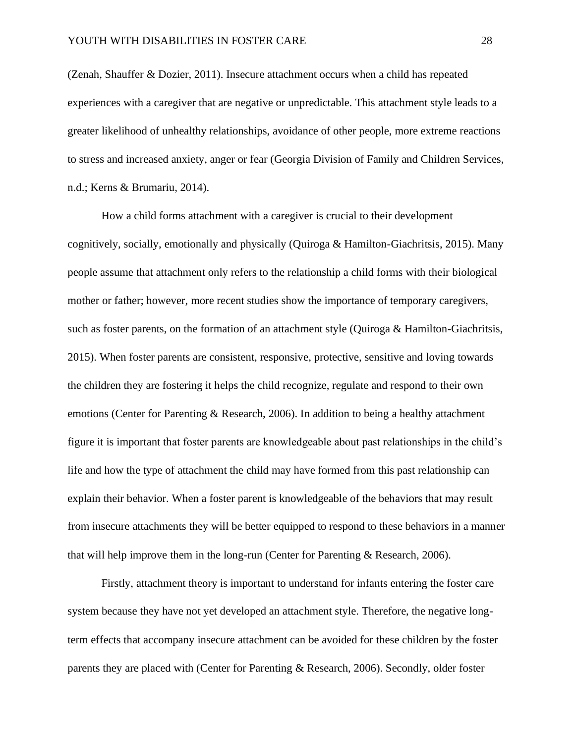(Zenah, Shauffer & Dozier, 2011). Insecure attachment occurs when a child has repeated experiences with a caregiver that are negative or unpredictable. This attachment style leads to a greater likelihood of unhealthy relationships, avoidance of other people, more extreme reactions to stress and increased anxiety, anger or fear (Georgia Division of Family and Children Services, n.d.; Kerns & Brumariu, 2014).

How a child forms attachment with a caregiver is crucial to their development cognitively, socially, emotionally and physically (Quiroga & Hamilton-Giachritsis, 2015). Many people assume that attachment only refers to the relationship a child forms with their biological mother or father; however, more recent studies show the importance of temporary caregivers, such as foster parents, on the formation of an attachment style (Quiroga & Hamilton-Giachritsis, 2015). When foster parents are consistent, responsive, protective, sensitive and loving towards the children they are fostering it helps the child recognize, regulate and respond to their own emotions (Center for Parenting & Research, 2006). In addition to being a healthy attachment figure it is important that foster parents are knowledgeable about past relationships in the child's life and how the type of attachment the child may have formed from this past relationship can explain their behavior. When a foster parent is knowledgeable of the behaviors that may result from insecure attachments they will be better equipped to respond to these behaviors in a manner that will help improve them in the long-run (Center for Parenting & Research, 2006).

Firstly, attachment theory is important to understand for infants entering the foster care system because they have not yet developed an attachment style. Therefore, the negative long-term effects that accompany insecure attachment can be avoided for these children by the foster parents they are placed with (Center for Parenting & Research, 2006). Secondly, older foster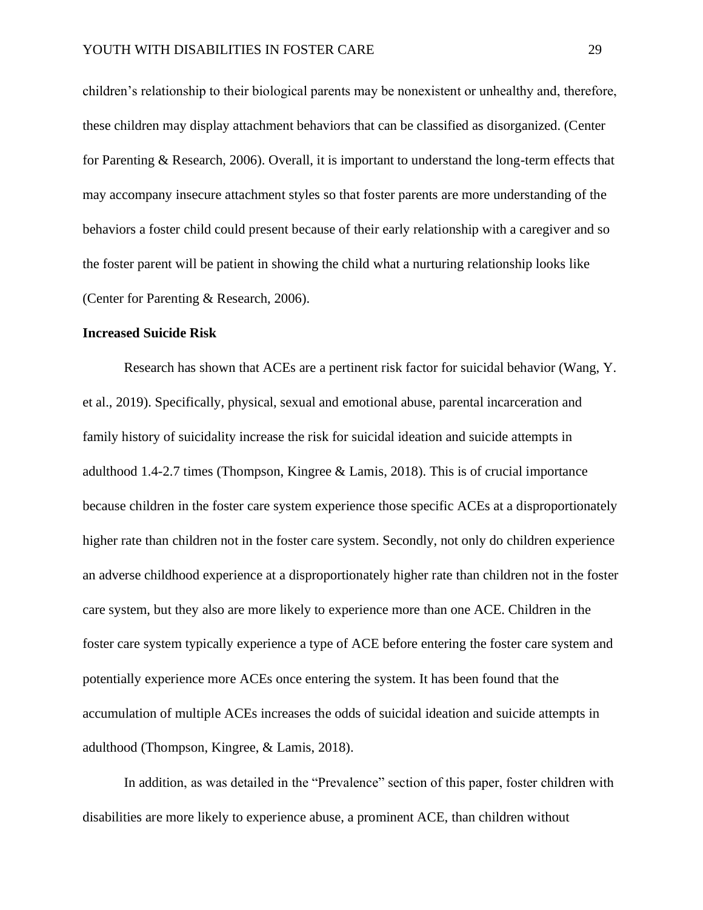children's relationship to their biological parents may be nonexistent or unhealthy and, therefore, these children may display attachment behaviors that can be classified as disorganized. (Center for Parenting & Research, 2006). Overall, it is important to understand the long-term effects that may accompany insecure attachment styles so that foster parents are more understanding of the behaviors a foster child could present because of their early relationship with a caregiver and so the foster parent will be patient in showing the child what a nurturing relationship looks like (Center for Parenting & Research, 2006).

**Increased Suicide Risk**

Research has shown that ACEs are a pertinent risk factor for suicidal behavior (Wang, Y. et al., 2019). Specifically, physical, sexual and emotional abuse, parental incarceration and family history of suicidality increase the risk for suicidal ideation and suicide attempts in adulthood 1.4-2.7 times (Thompson, Kingree & Lamis, 2018). This is of crucial importance because children in the foster care system experience those specific ACEs at a disproportionately higher rate than children not in the foster care system. Secondly, not only do children experience an adverse childhood experience at a disproportionately higher rate than children not in the foster care system, but they also are more likely to experience more than one ACE. Children in the foster care system typically experience a type of ACE before entering the foster care system and potentially experience more ACEs once entering the system. It has been found that the accumulation of multiple ACEs increases the odds of suicidal ideation and suicide attempts in adulthood (Thompson, Kingree, & Lamis, 2018).

In addition, as was detailed in the "Prevalence" section of this paper, foster children with disabilities are more likely to experience abuse, a prominent ACE, than children without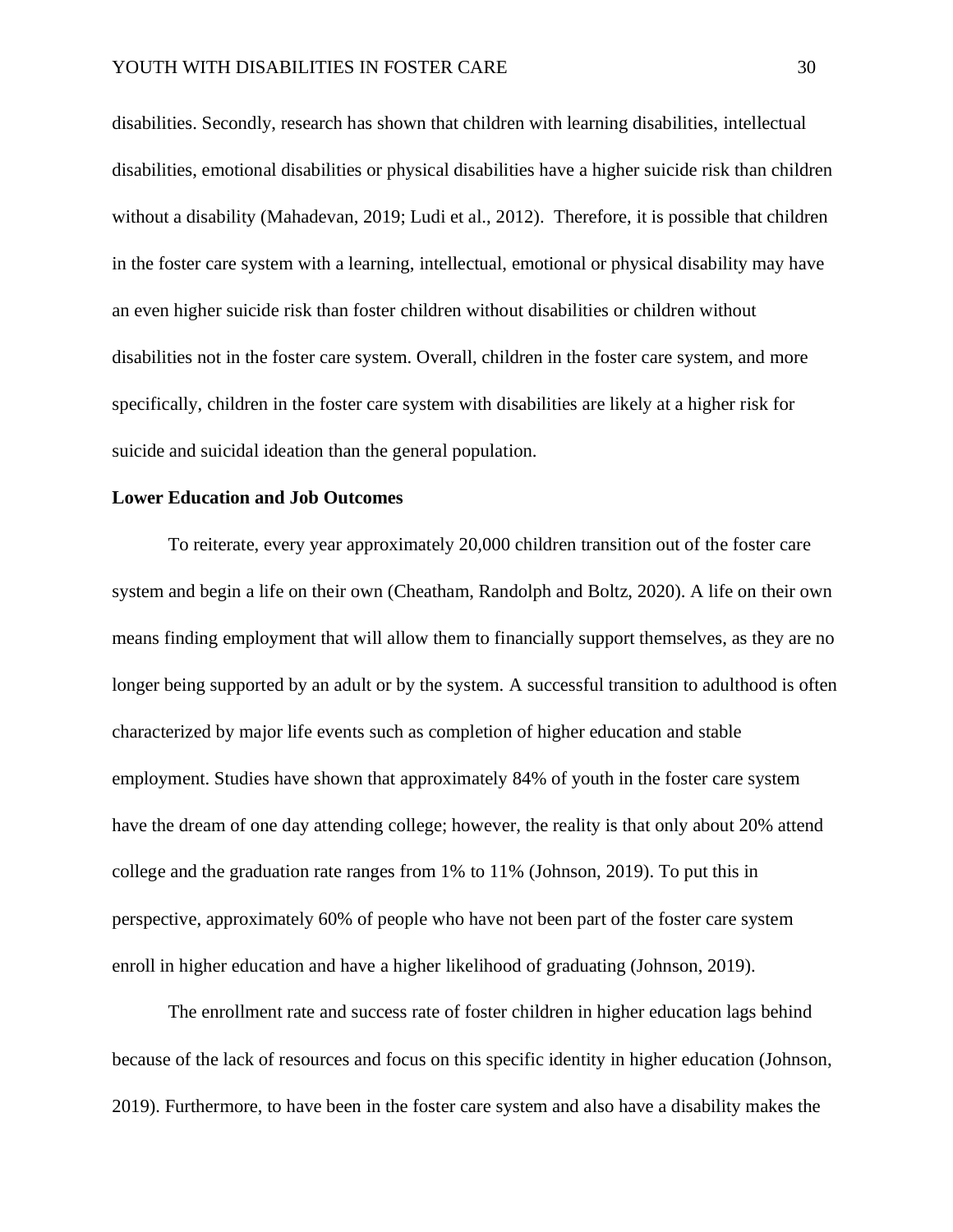disabilities. Secondly, research has shown that children with learning disabilities, intellectual disabilities, emotional disabilities or physical disabilities have a higher suicide risk than children without a disability (Mahadevan, 2019; Ludi et al., 2012). Therefore, it is possible that children in the foster care system with a learning, intellectual, emotional or physical disability may have an even higher suicide risk than foster children without disabilities or children without disabilities not in the foster care system. Overall, children in the foster care system, and more specifically, children in the foster care system with disabilities are likely at a higher risk for suicide and suicidal ideation than the general population.

**Lower Education and Job Outcomes**

To reiterate, every year approximately 20,000 children transition out of the foster care system and begin a life on their own (Cheatham, Randolph and Boltz, 2020). A life on their own means finding employment that will allow them to financially support themselves, as they are no longer being supported by an adult or by the system. A successful transition to adulthood is often characterized by major life events such as completion of higher education and stable employment. Studies have shown that approximately 84% of youth in the foster care system have the dream of one day attending college; however, the reality is that only about 20% attend college and the graduation rate ranges from 1% to 11% (Johnson, 2019). To put this in perspective, approximately 60% of people who have not been part of the foster care system enroll in higher education and have a higher likelihood of graduating (Johnson, 2019).

The enrollment rate and success rate of foster children in higher education lags behind because of the lack of resources and focus on this specific identity in higher education (Johnson, 2019). Furthermore, to have been in the foster care system and also have a disability makes the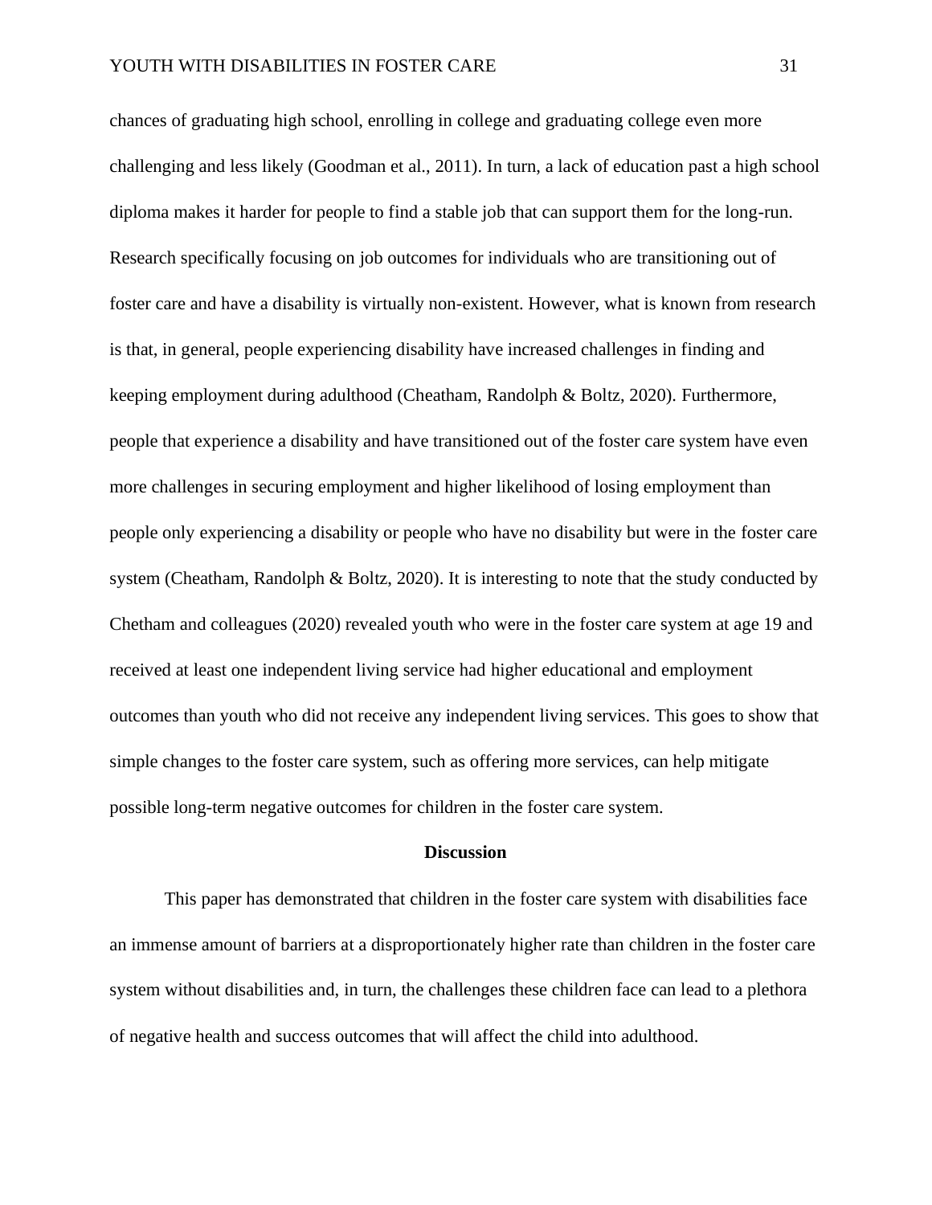chances of graduating high school, enrolling in college and graduating college even more challenging and less likely (Goodman et al., 2011). In turn, a lack of education past a high school diploma makes it harder for people to find a stable job that can support them for the long-run. Research specifically focusing on job outcomes for individuals who are transitioning out of foster care and have a disability is virtually non-existent. However, what is known from research is that, in general, people experiencing disability have increased challenges in finding and keeping employment during adulthood (Cheatham, Randolph & Boltz, 2020). Furthermore, people that experience a disability and have transitioned out of the foster care system have even more challenges in securing employment and higher likelihood of losing employment than people only experiencing a disability or people who have no disability but were in the foster care system (Cheatham, Randolph & Boltz, 2020). It is interesting to note that the study conducted by Chetham and colleagues (2020) revealed youth who were in the foster care system at age 19 and received at least one independent living service had higher educational and employment outcomes than youth who did not receive any independent living services. This goes to show that simple changes to the foster care system, such as offering more services, can help mitigate possible long-term negative outcomes for children in the foster care system.

## Discussion

This paper has demonstrated that children in the foster care system with disabilities face an immense amount of barriers at a disproportionately higher rate than children in the foster care system without disabilities and, in turn, the challenges these children face can lead to a plethora of negative health and success outcomes that will affect the child into adulthood.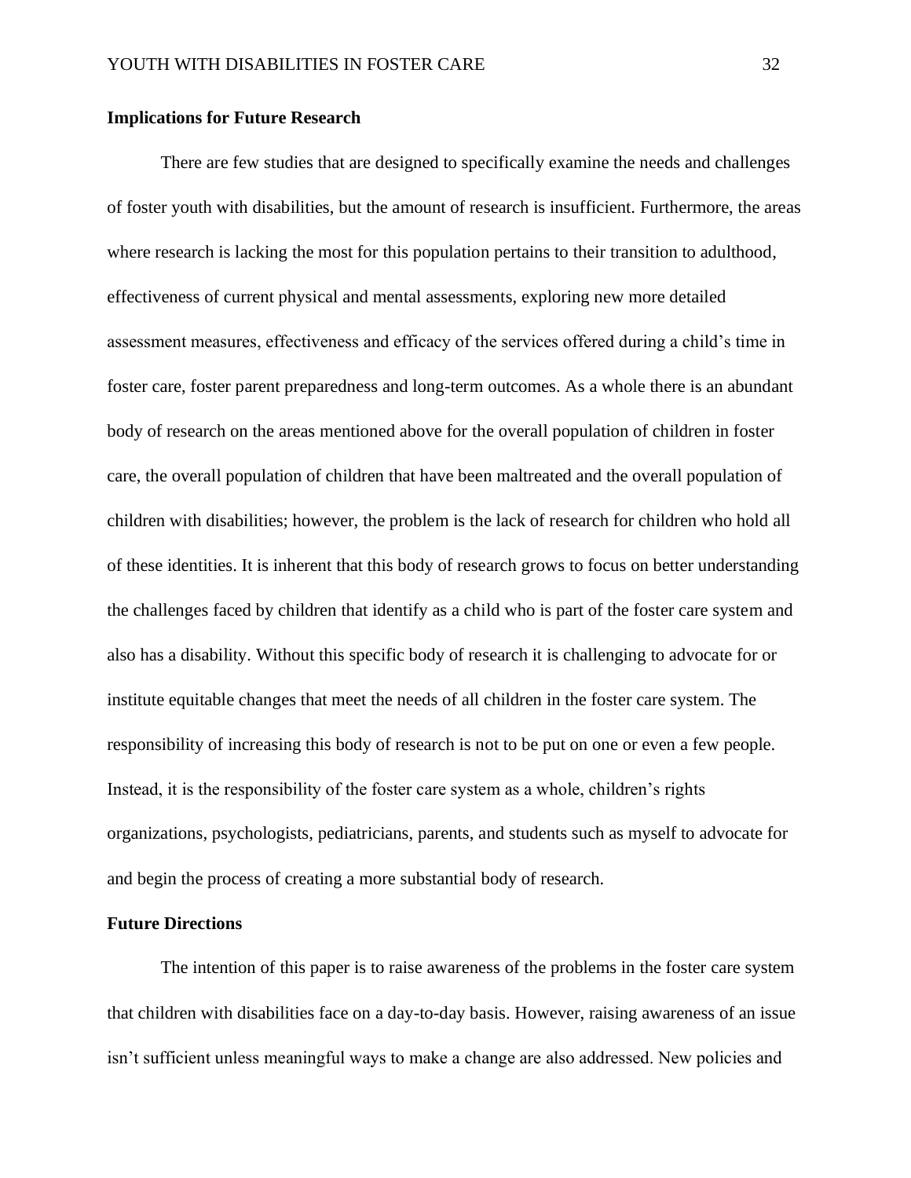**Implications for Future Research**

There are few studies that are designed to specifically examine the needs and challenges of foster youth with disabilities, but the amount of research is insufficient. Furthermore, the areas where research is lacking the most for this population pertains to their transition to adulthood, effectiveness of current physical and mental assessments, exploring new more detailed assessment measures, effectiveness and efficacy of the services offered during a child's time in foster care, foster parent preparedness and long-term outcomes. As a whole there is an abundant body of research on the areas mentioned above for the overall population of children in foster care, the overall population of children that have been maltreated and the overall population of children with disabilities; however, the problem is the lack of research for children who hold all of these identities. It is inherent that this body of research grows to focus on better understanding the challenges faced by children that identify as a child who is part of the foster care system and also has a disability. Without this specific body of research it is challenging to advocate for or institute equitable changes that meet the needs of all children in the foster care system. The responsibility of increasing this body of research is not to be put on one or even a few people. Instead, it is the responsibility of the foster care system as a whole, children's rights organizations, psychologists, pediatricians, parents, and students such as myself to advocate for and begin the process of creating a more substantial body of research.

**Future Directions**

The intention of this paper is to raise awareness of the problems in the foster care system that children with disabilities face on a day-to-day basis. However, raising awareness of an issue isn't sufficient unless meaningful ways to make a change are also addressed. New policies and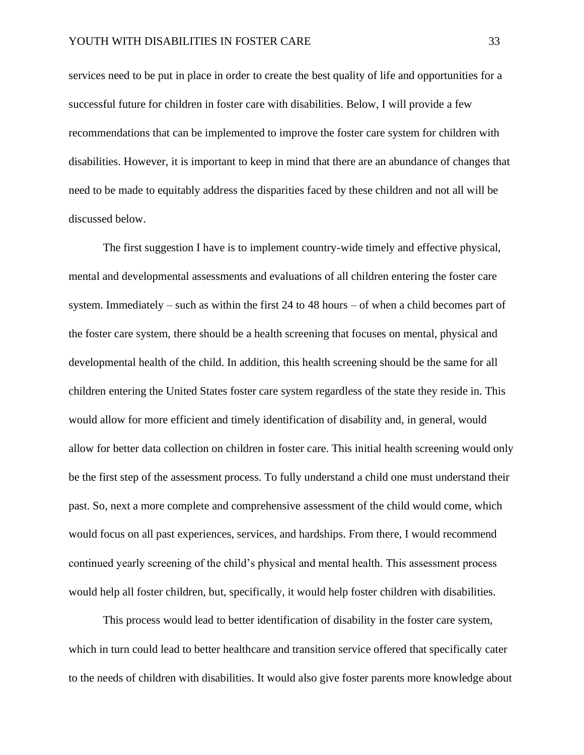services need to be put in place in order to create the best quality of life and opportunities for a successful future for children in foster care with disabilities. Below, I will provide a few recommendations that can be implemented to improve the foster care system for children with disabilities. However, it is important to keep in mind that there are an abundance of changes that need to be made to equitably address the disparities faced by these children and not all will be discussed below.

The first suggestion I have is to implement country-wide timely and effective physical, mental and developmental assessments and evaluations of all children entering the foster care system. Immediately – such as within the first 24 to 48 hours – of when a child becomes part of the foster care system, there should be a health screening that focuses on mental, physical and developmental health of the child. In addition, this health screening should be the same for all children entering the United States foster care system regardless of the state they reside in. This would allow for more efficient and timely identification of disability and, in general, would allow for better data collection on children in foster care. This initial health screening would only be the first step of the assessment process. To fully understand a child one must understand their past. So, next a more complete and comprehensive assessment of the child would come, which would focus on all past experiences, services, and hardships. From there, I would recommend continued yearly screening of the child's physical and mental health. This assessment process would help all foster children, but, specifically, it would help foster children with disabilities.

This process would lead to better identification of disability in the foster care system, which in turn could lead to better healthcare and transition service offered that specifically cater to the needs of children with disabilities. It would also give foster parents more knowledge about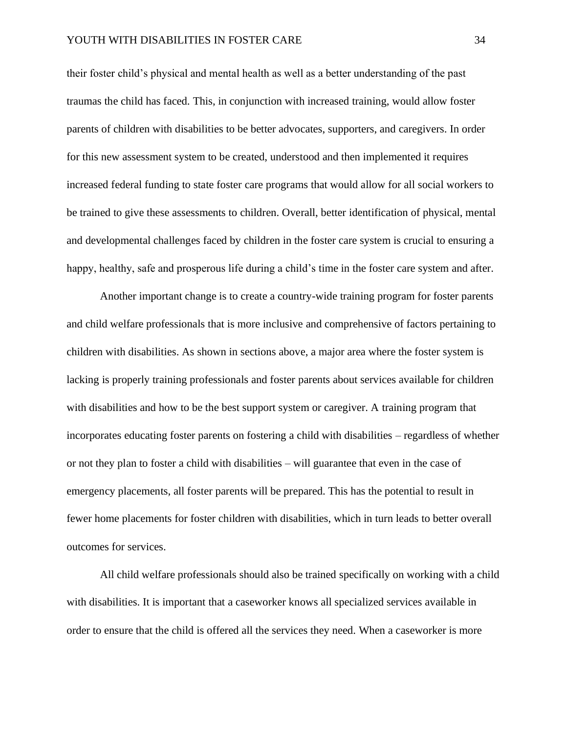their foster child's physical and mental health as well as a better understanding of the past traumas the child has faced. This, in conjunction with increased training, would allow foster parents of children with disabilities to be better advocates, supporters, and caregivers. In order for this new assessment system to be created, understood and then implemented it requires increased federal funding to state foster care programs that would allow for all social workers to be trained to give these assessments to children. Overall, better identification of physical, mental and developmental challenges faced by children in the foster care system is crucial to ensuring a happy, healthy, safe and prosperous life during a child's time in the foster care system and after.

Another important change is to create a country-wide training program for foster parents and child welfare professionals that is more inclusive and comprehensive of factors pertaining to children with disabilities. As shown in sections above, a major area where the foster system is lacking is properly training professionals and foster parents about services available for children with disabilities and how to be the best support system or caregiver. A training program that incorporates educating foster parents on fostering a child with disabilities – regardless of whether or not they plan to foster a child with disabilities – will guarantee that even in the case of emergency placements, all foster parents will be prepared. This has the potential to result in fewer home placements for foster children with disabilities, which in turn leads to better overall outcomes for services.

All child welfare professionals should also be trained specifically on working with a child with disabilities. It is important that a caseworker knows all specialized services available in order to ensure that the child is offered all the services they need. When a caseworker is more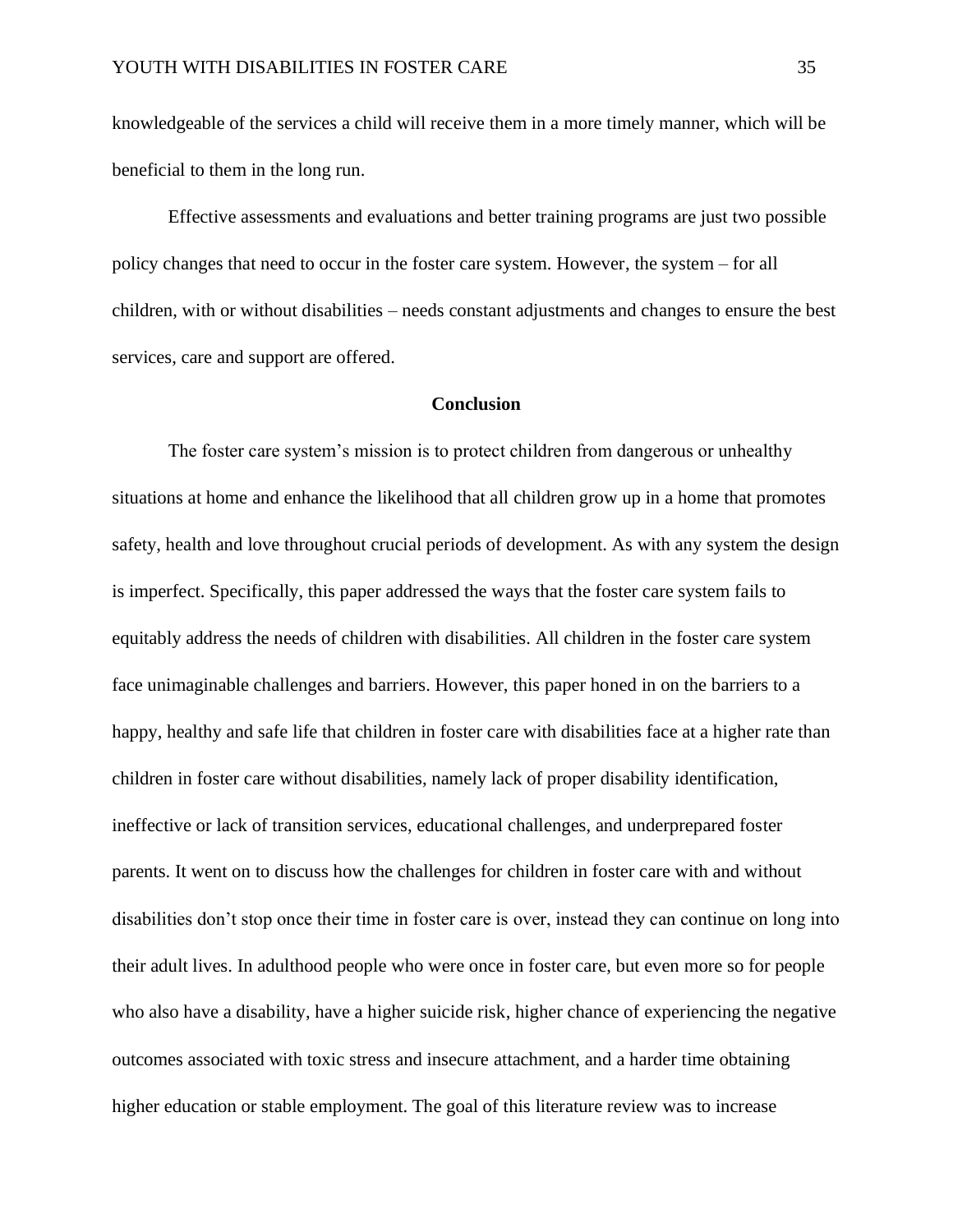knowledgeable of the services a child will receive them in a more timely manner, which will be beneficial to them in the long run.

Effective assessments and evaluations and better training programs are just two possible policy changes that need to occur in the foster care system. However, the system – for all children, with or without disabilities – needs constant adjustments and changes to ensure the best services, care and support are offered.

## Conclusion

The foster care system's mission is to protect children from dangerous or unhealthy situations at home and enhance the likelihood that all children grow up in a home that promotes safety, health and love throughout crucial periods of development. As with any system the design is imperfect. Specifically, this paper addressed the ways that the foster care system fails to equitably address the needs of children with disabilities. All children in the foster care system face unimaginable challenges and barriers. However, this paper honed in on the barriers to a happy, healthy and safe life that children in foster care with disabilities face at a higher rate than children in foster care without disabilities, namely lack of proper disability identification, ineffective or lack of transition services, educational challenges, and underprepared foster parents. It went on to discuss how the challenges for children in foster care with and without disabilities don't stop once their time in foster care is over, instead they can continue on long into their adult lives. In adulthood people who were once in foster care, but even more so for people who also have a disability, have a higher suicide risk, higher chance of experiencing the negative outcomes associated with toxic stress and insecure attachment, and a harder time obtaining higher education or stable employment. The goal of this literature review was to increase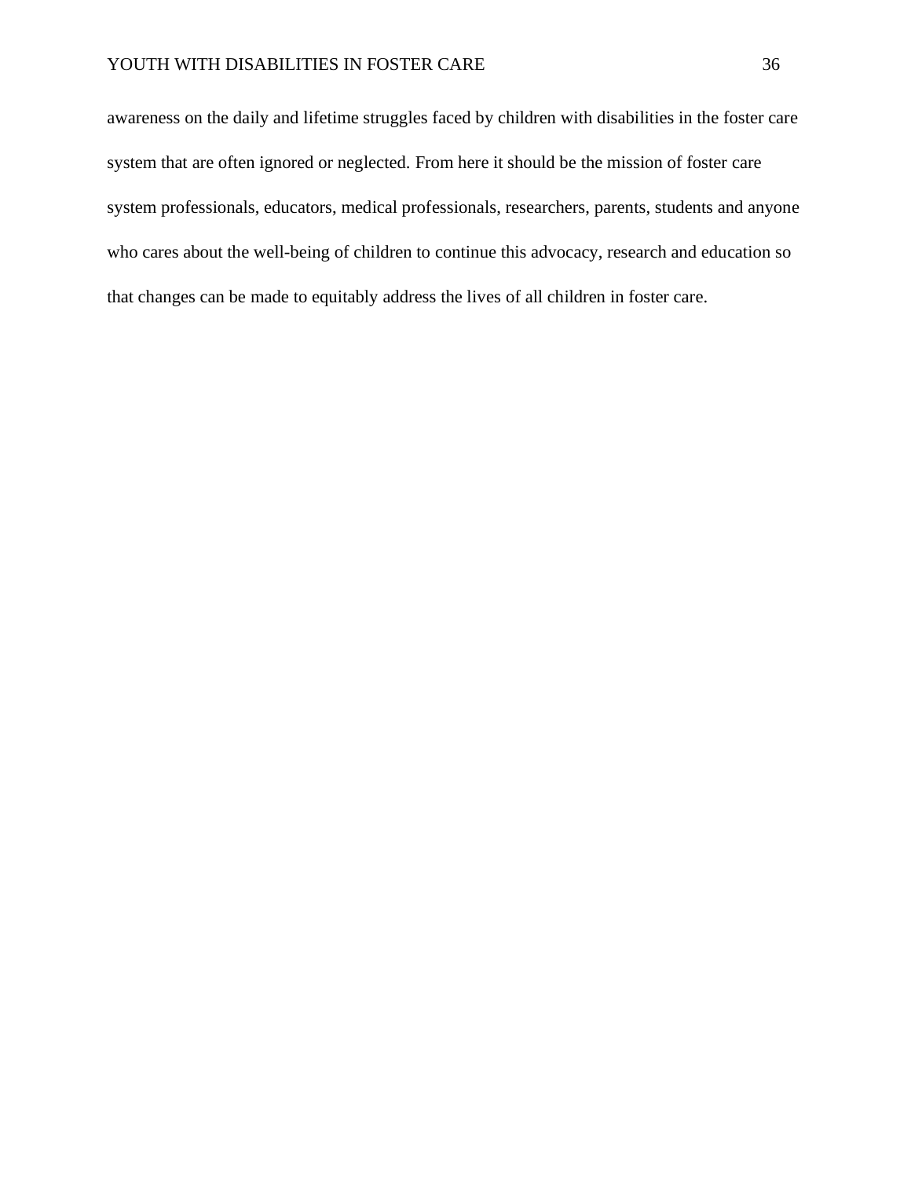awareness on the daily and lifetime struggles faced by children with disabilities in the foster care system that are often ignored or neglected. From here it should be the mission of foster care system professionals, educators, medical professionals, researchers, parents, students and anyone who cares about the well-being of children to continue this advocacy, research and education so that changes can be made to equitably address the lives of all children in foster care.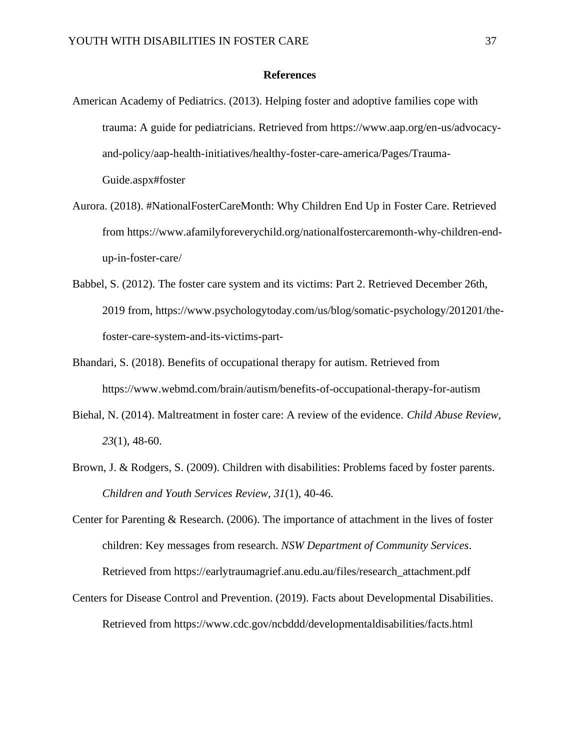## References

American Academy of Pediatrics. (2013). Helping foster and adoptive families cope with trauma: A guide for pediatricians. Retrieved from https://www.aap.org/en-us/advocacy-and-policy/aap-health-initiatives/healthy-foster-care-america/Pages/Trauma-Guide.aspx#foster

Aurora. (2018). #NationalFosterCareMonth: Why Children End Up in Foster Care. Retrieved from https://www.afamilyforeverychild.org/nationalfostercaremonth-why-children-end-up-in-foster-care/

Babbel, S. (2012). The foster care system and its victims: Part 2. Retrieved December 26th, 2019 from, https://www.psychologytoday.com/us/blog/somatic-psychology/201201/the-foster-care-system-and-its-victims-part-

Bhandari, S. (2018). Benefits of occupational therapy for autism. Retrieved from https://www.webmd.com/brain/autism/benefits-of-occupational-therapy-for-autism

Biehal, N. (2014). Maltreatment in foster care: A review of the evidence. *Child Abuse Review*, *23*(1), 48-60.

Brown, J. & Rodgers, S. (2009). Children with disabilities: Problems faced by foster parents. *Children and Youth Services Review*, *31*(1), 40-46.

Center for Parenting & Research. (2006). The importance of attachment in the lives of foster children: Key messages from research. *NSW Department of Community Services*. Retrieved from https://earlytraumagrief.anu.edu.au/files/research_attachment.pdf

Centers for Disease Control and Prevention. (2019). Facts about Developmental Disabilities. Retrieved from https://www.cdc.gov/ncbddd/developmentaldisabilities/facts.html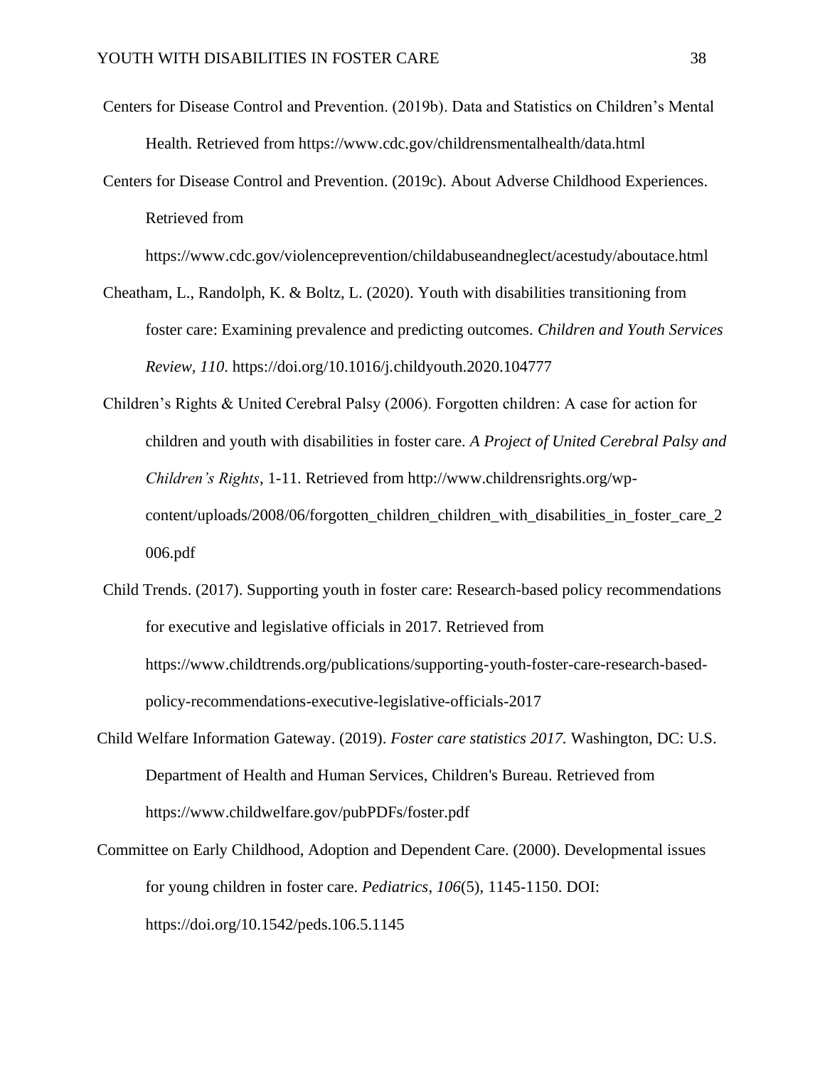Centers for Disease Control and Prevention. (2019b). Data and Statistics on Children's Mental Health. Retrieved from https://www.cdc.gov/childrensmentalhealth/data.html

Centers for Disease Control and Prevention. (2019c). About Adverse Childhood Experiences. Retrieved from https://www.cdc.gov/violenceprevention/childabuseandneglect/acestudy/aboutace.html

Cheatham, L., Randolph, K. & Boltz, L. (2020). Youth with disabilities transitioning from foster care: Examining prevalence and predicting outcomes. *Children and Youth Services Review, 110*. https://doi.org/10.1016/j.childyouth.2020.104777

Children's Rights & United Cerebral Palsy (2006). Forgotten children: A case for action for children and youth with disabilities in foster care. *A Project of United Cerebral Palsy and Children's Rights*, 1-11. Retrieved from http://www.childrensrights.org/wp-content/uploads/2008/06/forgotten_children_children_with_disabilities_in_foster_care_2006.pdf

Child Trends. (2017). Supporting youth in foster care: Research-based policy recommendations for executive and legislative officials in 2017. Retrieved from https://www.childtrends.org/publications/supporting-youth-foster-care-research-based-policy-recommendations-executive-legislative-officials-2017

Child Welfare Information Gateway. (2019). *Foster care statistics 2017.* Washington, DC: U.S. Department of Health and Human Services, Children's Bureau. Retrieved from https://www.childwelfare.gov/pubPDFs/foster.pdf

Committee on Early Childhood, Adoption and Dependent Care. (2000). Developmental issues for young children in foster care. *Pediatrics*, *106*(5), 1145-1150. DOI: https://doi.org/10.1542/peds.106.5.1145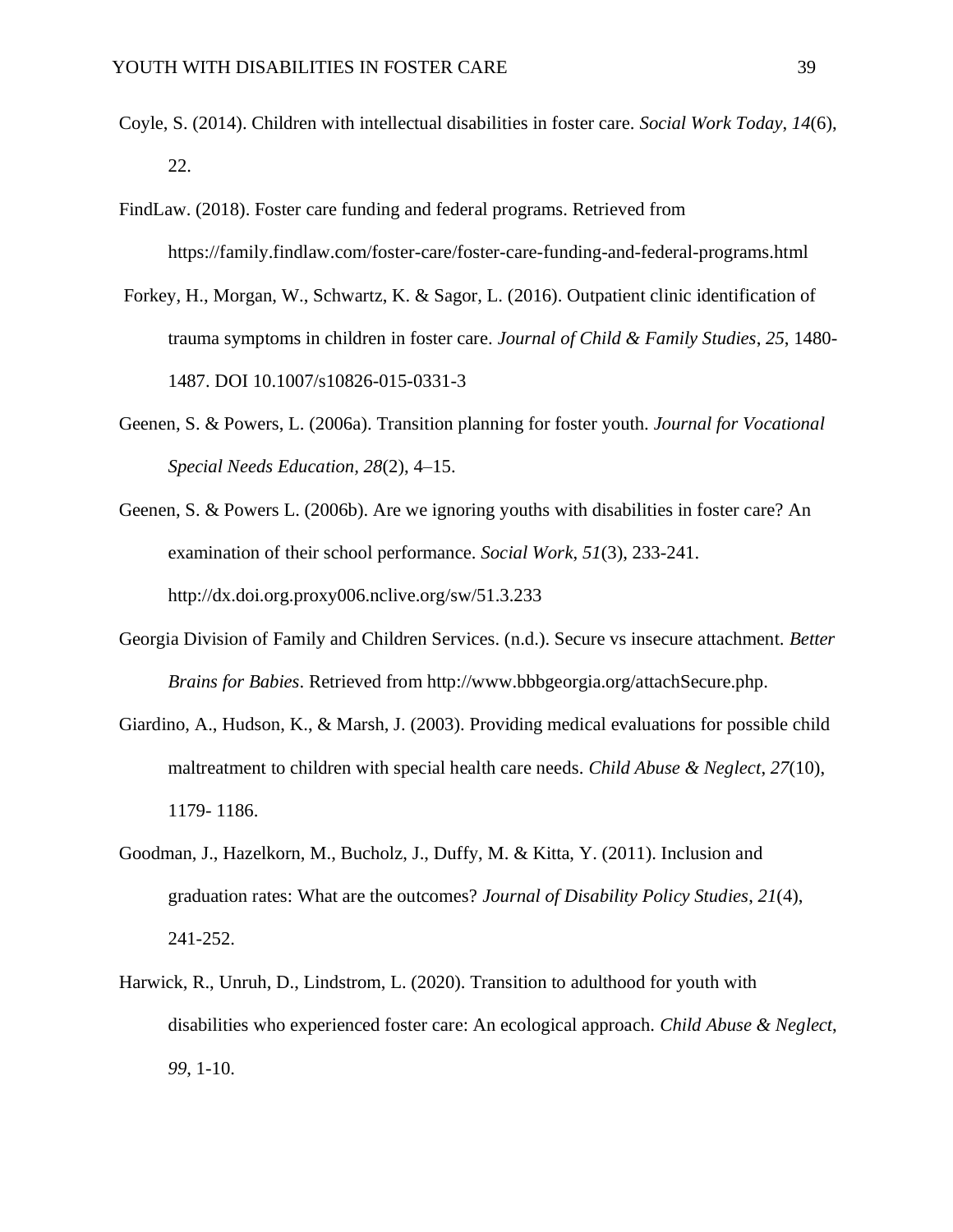Coyle, S. (2014). Children with intellectual disabilities in foster care. *Social Work Today*, *14*(6), 22.

FindLaw. (2018). Foster care funding and federal programs. Retrieved from https://family.findlaw.com/foster-care/foster-care-funding-and-federal-programs.html

Forkey, H., Morgan, W., Schwartz, K. & Sagor, L. (2016). Outpatient clinic identification of trauma symptoms in children in foster care. *Journal of Child & Family Studies*, *25*, 1480-1487. DOI 10.1007/s10826-015-0331-3

Geenen, S. & Powers, L. (2006a). Transition planning for foster youth. *Journal for Vocational Special Needs Education*, *28*(2), 4–15.

Geenen, S. & Powers L. (2006b). Are we ignoring youths with disabilities in foster care? An examination of their school performance. *Social Work*, *51*(3), 233-241. http://dx.doi.org.proxy006.nclive.org/sw/51.3.233

Georgia Division of Family and Children Services. (n.d.). Secure vs insecure attachment. *Better Brains for Babies*. Retrieved from http://www.bbbgeorgia.org/attachSecure.php.

Giardino, A., Hudson, K., & Marsh, J. (2003). Providing medical evaluations for possible child maltreatment to children with special health care needs. *Child Abuse & Neglect*, *27*(10), 1179- 1186.

Goodman, J., Hazelkorn, M., Bucholz, J., Duffy, M. & Kitta, Y. (2011). Inclusion and graduation rates: What are the outcomes? *Journal of Disability Policy Studies*, *21*(4), 241-252.

Harwick, R., Unruh, D., Lindstrom, L. (2020). Transition to adulthood for youth with disabilities who experienced foster care: An ecological approach. *Child Abuse & Neglect*, *99*, 1-10.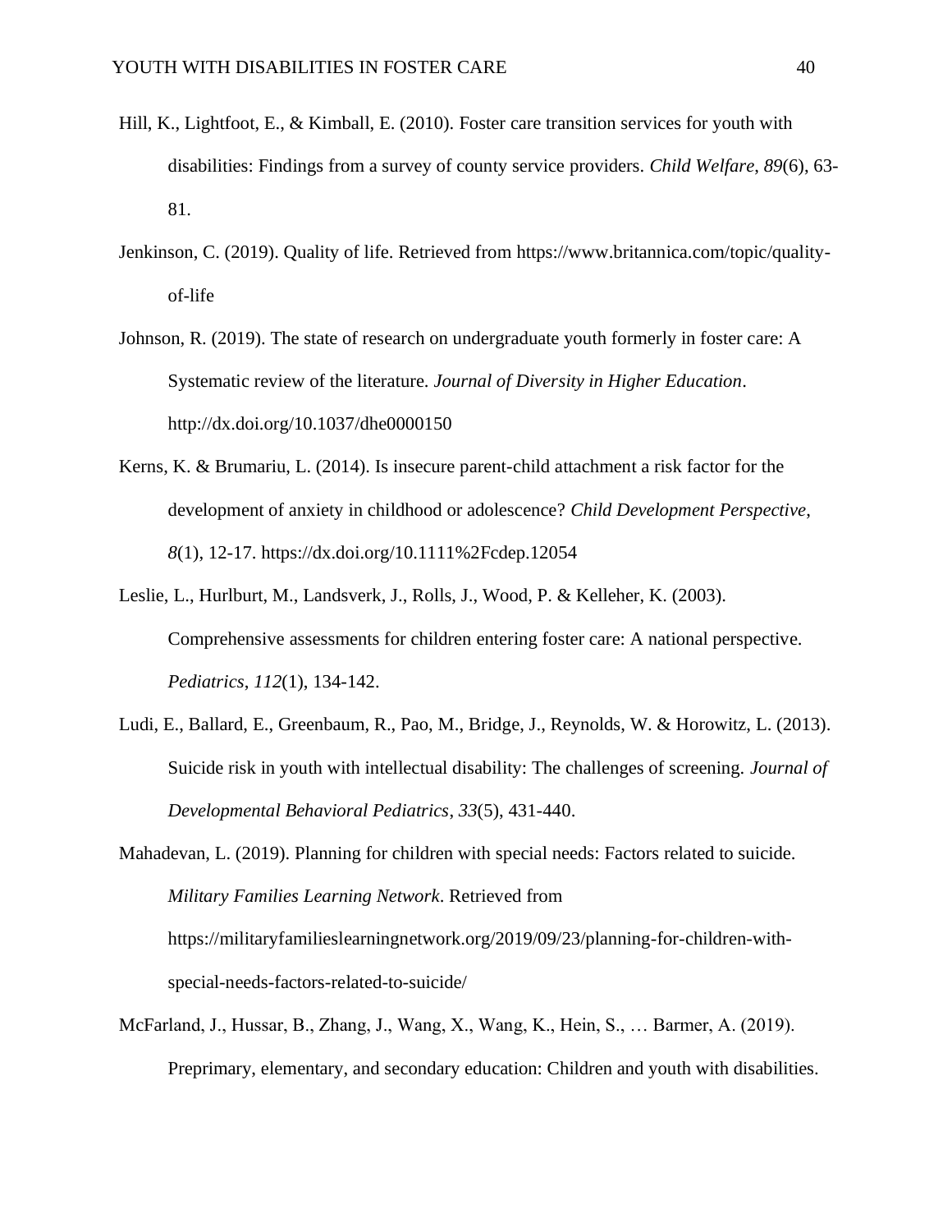Hill, K., Lightfoot, E., & Kimball, E. (2010). Foster care transition services for youth with disabilities: Findings from a survey of county service providers. *Child Welfare*, *89*(6), 63-81.

Jenkinson, C. (2019). Quality of life. Retrieved from https://www.britannica.com/topic/quality-of-life

Johnson, R. (2019). The state of research on undergraduate youth formerly in foster care: A Systematic review of the literature. *Journal of Diversity in Higher Education*. http://dx.doi.org/10.1037/dhe0000150

Kerns, K. & Brumariu, L. (2014). Is insecure parent-child attachment a risk factor for the development of anxiety in childhood or adolescence? *Child Development Perspective*, *8*(1), 12-17. https://dx.doi.org/10.1111%2Fcdep.12054

Leslie, L., Hurlburt, M., Landsverk, J., Rolls, J., Wood, P. & Kelleher, K. (2003). Comprehensive assessments for children entering foster care: A national perspective. *Pediatrics*, *112*(1), 134-142.

Ludi, E., Ballard, E., Greenbaum, R., Pao, M., Bridge, J., Reynolds, W. & Horowitz, L. (2013). Suicide risk in youth with intellectual disability: The challenges of screening. *Journal of Developmental Behavioral Pediatrics*, *33*(5), 431-440.

Mahadevan, L. (2019). Planning for children with special needs: Factors related to suicide. *Military Families Learning Network*. Retrieved from https://militaryfamilieslearningnetwork.org/2019/09/23/planning-for-children-with-special-needs-factors-related-to-suicide/

McFarland, J., Hussar, B., Zhang, J., Wang, X., Wang, K., Hein, S., … Barmer, A. (2019). Preprimary, elementary, and secondary education: Children and youth with disabilities.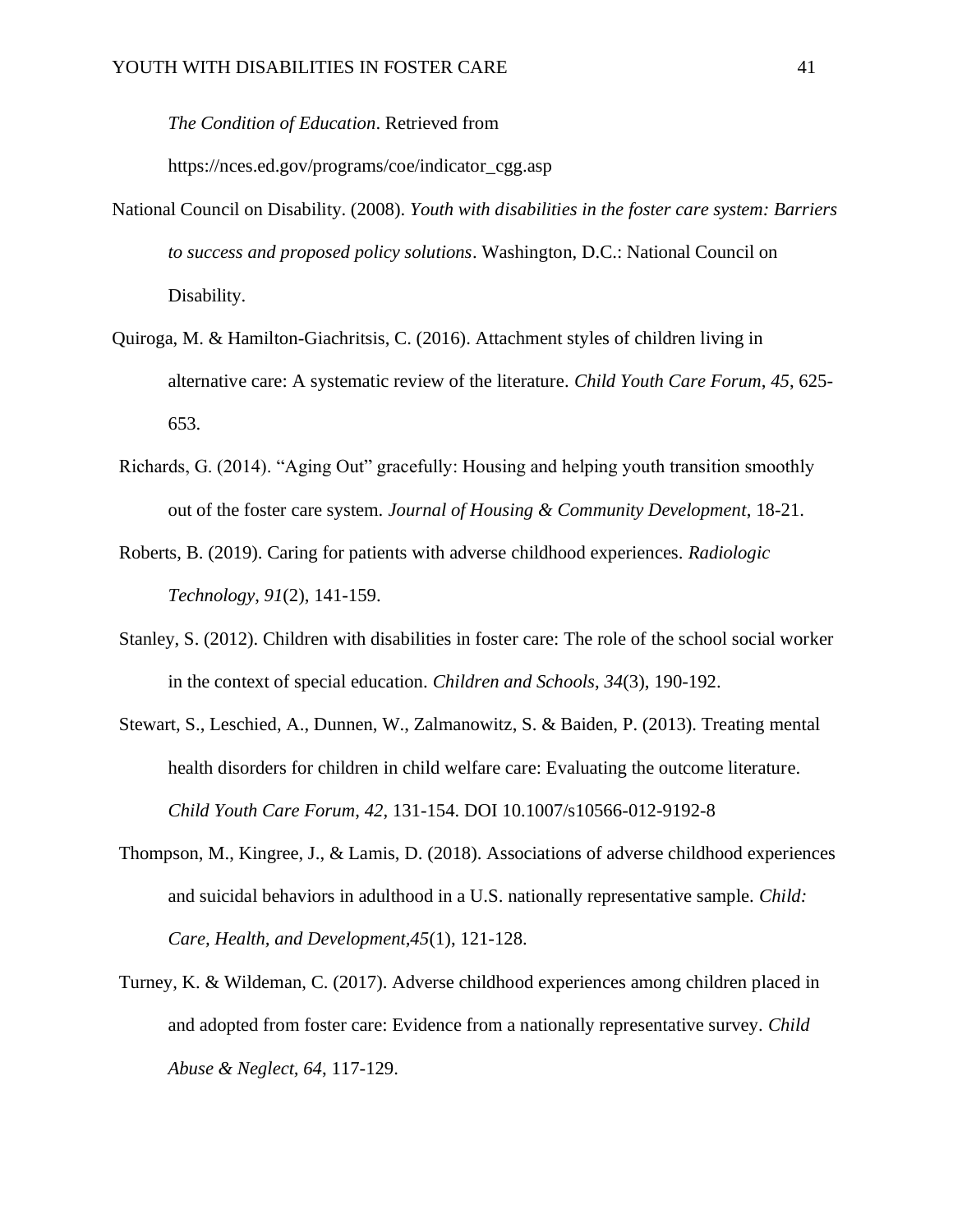*The Condition of Education*. Retrieved from https://nces.ed.gov/programs/coe/indicator_cgg.asp

National Council on Disability. (2008). *Youth with disabilities in the foster care system: Barriers to success and proposed policy solutions*. Washington, D.C.: National Council on Disability.

Quiroga, M. & Hamilton-Giachritsis, C. (2016). Attachment styles of children living in alternative care: A systematic review of the literature. *Child Youth Care Forum*, *45*, 625-653.

Richards, G. (2014). "Aging Out" gracefully: Housing and helping youth transition smoothly out of the foster care system. *Journal of Housing & Community Development*, 18-21.

Roberts, B. (2019). Caring for patients with adverse childhood experiences. *Radiologic Technology*, *91*(2), 141-159.

Stanley, S. (2012). Children with disabilities in foster care: The role of the school social worker in the context of special education. *Children and Schools*, *34*(3), 190-192.

Stewart, S., Leschied, A., Dunnen, W., Zalmanowitz, S. & Baiden, P. (2013). Treating mental health disorders for children in child welfare care: Evaluating the outcome literature. *Child Youth Care Forum*, *42*, 131-154. DOI 10.1007/s10566-012-9192-8

Thompson, M., Kingree, J., & Lamis, D. (2018). Associations of adverse childhood experiences and suicidal behaviors in adulthood in a U.S. nationally representative sample. *Child: Care, Health, and Development,45*(1), 121-128.

Turney, K. & Wildeman, C. (2017). Adverse childhood experiences among children placed in and adopted from foster care: Evidence from a nationally representative survey. *Child Abuse & Neglect*, *64*, 117-129.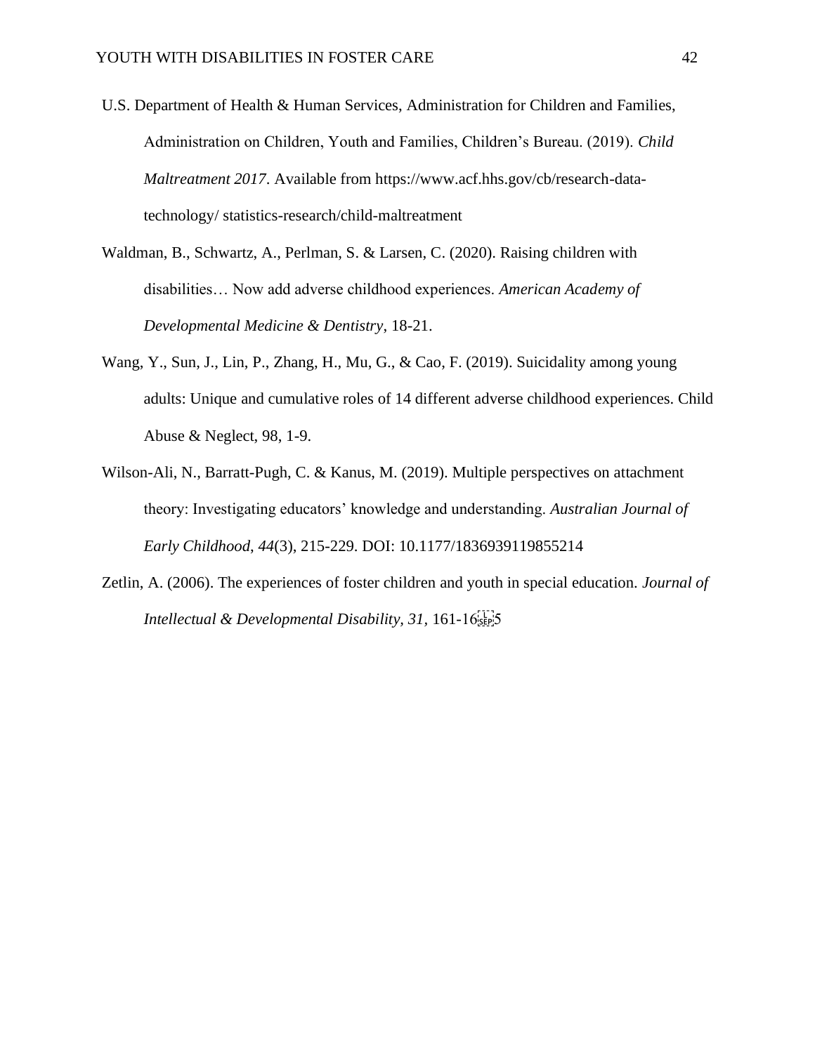U.S. Department of Health & Human Services, Administration for Children and Families, Administration on Children, Youth and Families, Children's Bureau. (2019). *Child Maltreatment 2017*. Available from https://www.acf.hhs.gov/cb/research-data-technology/ statistics-research/child-maltreatment

Waldman, B., Schwartz, A., Perlman, S. & Larsen, C. (2020). Raising children with disabilities… Now add adverse childhood experiences. *American Academy of Developmental Medicine & Dentistry*, 18-21.

Wang, Y., Sun, J., Lin, P., Zhang, H., Mu, G., & Cao, F. (2019). Suicidality among young adults: Unique and cumulative roles of 14 different adverse childhood experiences. Child Abuse & Neglect, 98, 1-9.

Wilson-Ali, N., Barratt-Pugh, C. & Kanus, M. (2019). Multiple perspectives on attachment theory: Investigating educators' knowledge and understanding. *Australian Journal of Early Childhood*, *44*(3), 215-229. DOI: 10.1177/1836939119855214

Zetlin, A. (2006). The experiences of foster children and youth in special education. *Journal of Intellectual & Developmental Disability, 31*, 161-165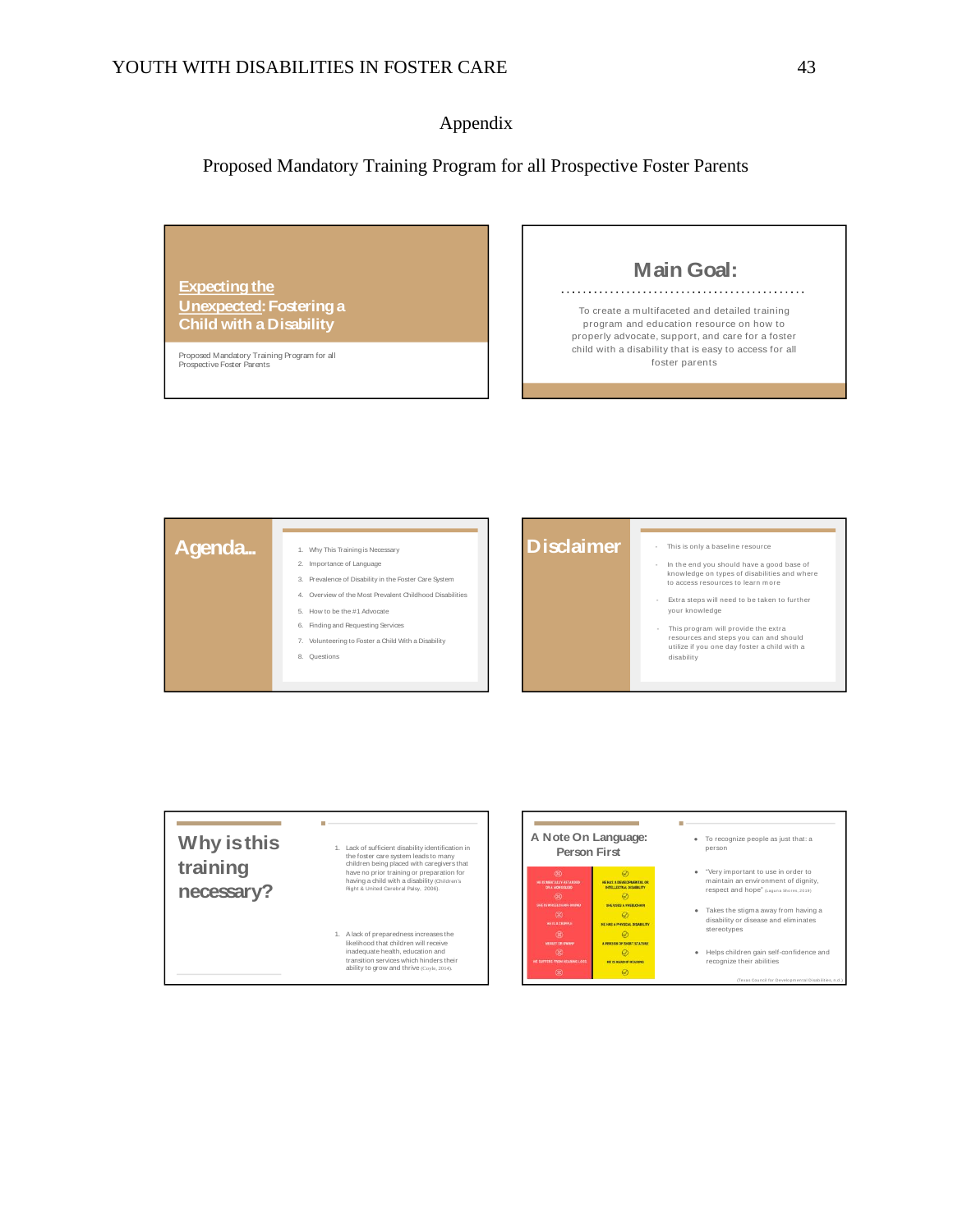# Appendix

## Proposed Mandatory Training Program for all Prospective Foster Parents

**Expecting the Unexpected: Fostering a Child with a Disability**

Proposed Mandatory Training Program for all Prospective Foster Parents

**Main Goal:**

To create a multifaceted and detailed training program and education resource on how to properly advocate, support, and care for a foster child with a disability that is easy to access for all foster parents

**Agenda...**

1. Why This Training is Necessary
2. Importance of Language
3. Prevalence of Disability in the Foster Care System
4. Overview of the Most Prevalent Childhood Disabilities
5. How to be the #1 Advocate
6. Finding and Requesting Services
7. Volunteering to Foster a Child With a Disability
8. Questions

**Disclaimer**

- This is only a baseline resource
- In the end you should have a good base of knowledge on types of disabilities and where to access resources to learn more
- Extra steps will need to be taken to further your knowledge
- This program will provide the extra resources and steps you can and should utilize if you one day foster a child with a disability

**Why is this training necessary?**

1. Lack of sufficient disability identification in the foster care system leads to many children being placed with caregivers that have no prior training or preparation for having a child with a disability (Children's Right & United Cerebral Palsy, 2006).
1. A lack of preparedness increases the likelihood that children will receive inadequate health, education and transition services which hinders their ability to grow and thrive (Coyle, 2014).

**A Note On Language: Person First**

- To recognize people as just that: a person
- "Very important to use in order to maintain an environment of dignity, respect and hope" (Laguna Shores 2019)
- Takes the stigma away from having a disability or disease and eliminates stereotypes
- Helps children gain self-confidence and recognize their abilities

(Texas Council for Developmental Disabilities, n.d.)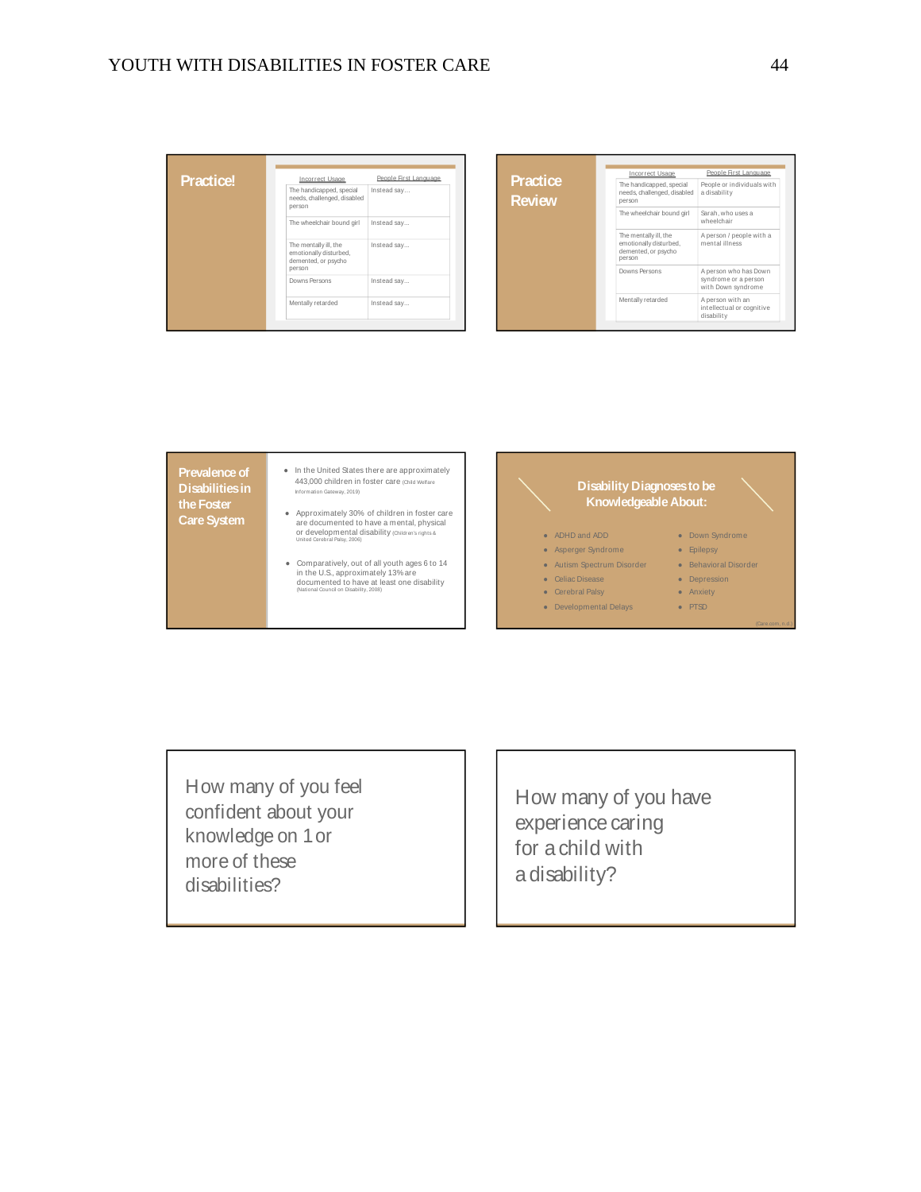## Practice!

| Incorrect Usage | People First Language |
| --- | --- |
| The handicapped, special needs, challenged, disabled person | Instead say… |
| The wheelchair bound girl | Instead say… |
| The mentally ill, the emotionally disturbed, demented, or psycho person | Instead say… |
| Downs Persons | Instead say… |
| Mentally retarded | Instead say… |

## Practice Review

| Incorrect Usage | People First Language |
| --- | --- |
| The handicapped, special needs, challenged, disabled person | People or individuals with a disability |
| The wheelchair bound girl | Sarah, who uses a wheelchair |
| The mentally ill, the emotionally disturbed, demented, or psycho person | A person / people with a mental illness |
| Downs Persons | A person who has Down syndrome or a person with Down syndrome |
| Mentally retarded | A person with an intellectual or cognitive disability |

## Prevalence of Disabilities in the Foster Care System

- In the United States there are approximately 443,000 children in foster care (Child Welfare Information Gateway, 2019)
- Approximately 30% of children in foster care are documented to have a mental, physical or developmental disability (Children's rights & United Cerebral Palsy, 2006)
- Comparatively, out of all youth ages 6 to 14 in the U.S, approximately 13% are documented to have at least one disability (National Council on Disability, 2008)

## Disability Diagnoses to be Knowledgeable About:

- ADHD and ADD
- Asperger Syndrome
- Autism Spectrum Disorder
- Celiac Disease
- Cerebral Palsy
- Developmental Delays
- Down Syndrome
- Epilepsy
- Behavioral Disorder
- Depression
- Anxiety
- PTSD

(Care.com, n.d.)

How many of you feel confident about your knowledge on 1 or more of these disabilities?

How many of you have experience caring for a child with a disability?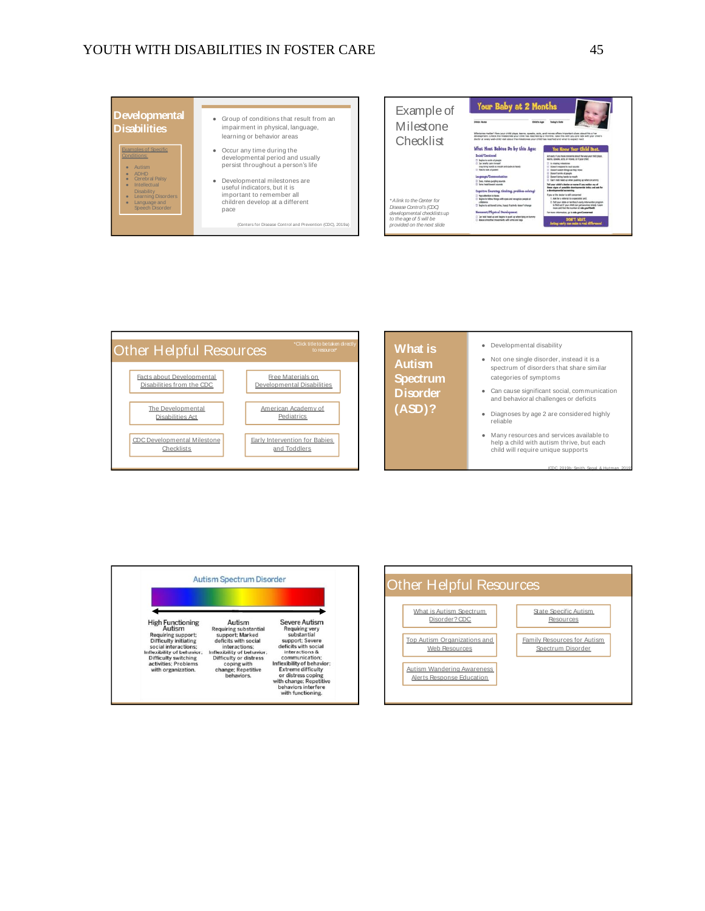## Developmental Disabilities

Examples of Specific Conditions:

- Autism
- ADHD
- Cerebral Palsy
- Intellectual Disability
- Learning Disorders
- Language and Speech Disorder

- Group of conditions that result from an impairment in physical, language, learning or behavior areas
- Occur any time during the developmental period and usually persist throughout a person's life
- Developmental milestones are useful indicators, but it is important to remember all children develop at a different pace

(Centers for Disease Control and Prevention (CDC), 2019a)

## Example of Milestone Checklist

*A link to the Center for Disease Control's (CDC) developmental checklists up to the age of 5 will be provided on the next slide

## Other Helpful Resources

*Click title to be taken directly to resource*

- Facts about Developmental Disabilities from the CDC
- Free Materials on Developmental Disabilities
- The Developmental Disabilities Act
- American Academy of Pediatrics
- CDC Developmental Milestone Checklists
- Early Intervention for Babies and Toddlers

## What is Autism Spectrum Disorder (ASD)?

- Developmental disability
- Not one single disorder, instead it is a spectrum of disorders that share similar categories of symptoms
- Can cause significant social, communication and behavioral challenges or deficits
- Diagnoses by age 2 are considered highly reliable
- Many resources and services available to help a child with autism thrive, but each child will require unique supports

(CDC, 2019b; Smith, Segal, & Hutman, 2019)

## Autism Spectrum Disorder

| High Functioning Autism | Autism | Severe Autism |
|---|---|---|
| Requiring support; Difficulty initiating social interactions; Inflexibility of behavior, Difficulty switching activities; Problems with organization. | Requiring substantial support; Marked deficits with social interactions; Inflexibility of behavior, Difficulty or distress coping with change; Repetitive behaviors. | Requiring very substantial support; Severe deficits with social interactions & communication; Inflexibility of behavior; Extreme difficulty or distress coping with change; Repetitive behaviors interfere with functioning. |

## Other Helpful Resources

- What is Autism Spectrum Disorder? CDC
- State Specific Autism Resources
- Top Autism Organizations and Web Resources
- Family Resources for Autism Spectrum Disorder
- Autism Wandering Awareness Alerts Response Education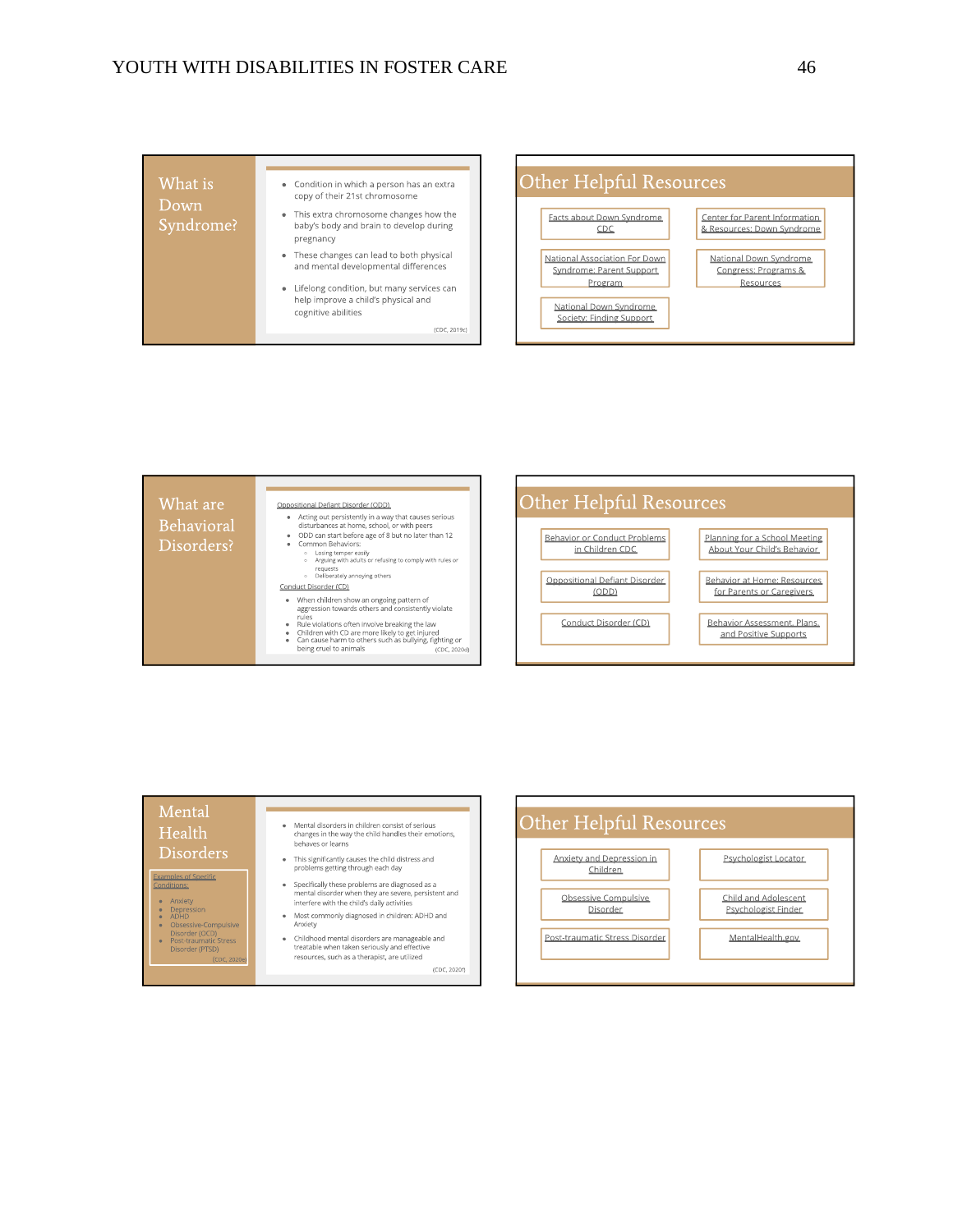## What is Down Syndrome?

- Condition in which a person has an extra copy of their 21st chromosome
- This extra chromosome changes how the baby's body and brain to develop during pregnancy
- These changes can lead to both physical and mental developmental differences
- Lifelong condition, but many services can help improve a child's physical and cognitive abilities

(CDC, 2019c)

## Other Helpful Resources

- Facts about Down Syndrome CDC
- Center for Parent Information & Resources: Down Syndrome
- National Association For Down Syndrome: Parent Support Program
- National Down Syndrome Congress: Programs & Resources
- National Down Syndrome Society: Finding Support

## What are Behavioral Disorders?

Oppositional Defiant Disorder (ODD)

- Acting out persistently in a way that causes serious disturbances at home, school, or with peers
- ODD can start before age of 8 but no later than 12
- Common Behaviors:
  - Losing temper easily
  - Arguing with adults or refusing to comply with rules or requests
  - Deliberately annoying others

Conduct Disorder (CD)

- When children show an ongoing pattern of aggression towards others and consistently violate rules
- Rule violations often involve breaking the law
- Children with CD are more likely to get injured
- Can cause harm to others such as bullying, fighting or being cruel to animals

(CDC, 2020d)

## Other Helpful Resources

- Behavior or Conduct Problems in Children CDC
- Planning for a School Meeting About Your Child's Behavior
- Oppositional Defiant Disorder (ODD)
- Behavior at Home: Resources for Parents or Caregivers
- Conduct Disorder (CD)
- Behavior Assessment, Plans, and Positive Supports

## Mental Health Disorders

Examples of Specific Conditions:

- Anxiety
- Depression
- ADHD
- Obsessive-Compulsive Disorder (OCD)
- Post-traumatic Stress Disorder (PTSD)

(CDC, 2020e)

- Mental disorders in children consist of serious changes in the way the child handles their emotions, behaves or learns
- This significantly causes the child distress and problems getting through each day
- Specifically these problems are diagnosed as a mental disorder when they are severe, persistent and interfere with the child's daily activities
- Most commonly diagnosed in children: ADHD and Anxiety
- Childhood mental disorders are manageable and treatable when taken seriously and effective resources, such as a therapist, are utilized

(CDC, 2020f)

## Other Helpful Resources

- Anxiety and Depression in Children
- Psychologist Locator
- Obsessive Compulsive Disorder
- Child and Adolescent Psychologist Finder
- Post-traumatic Stress Disorder
- MentalHealth.gov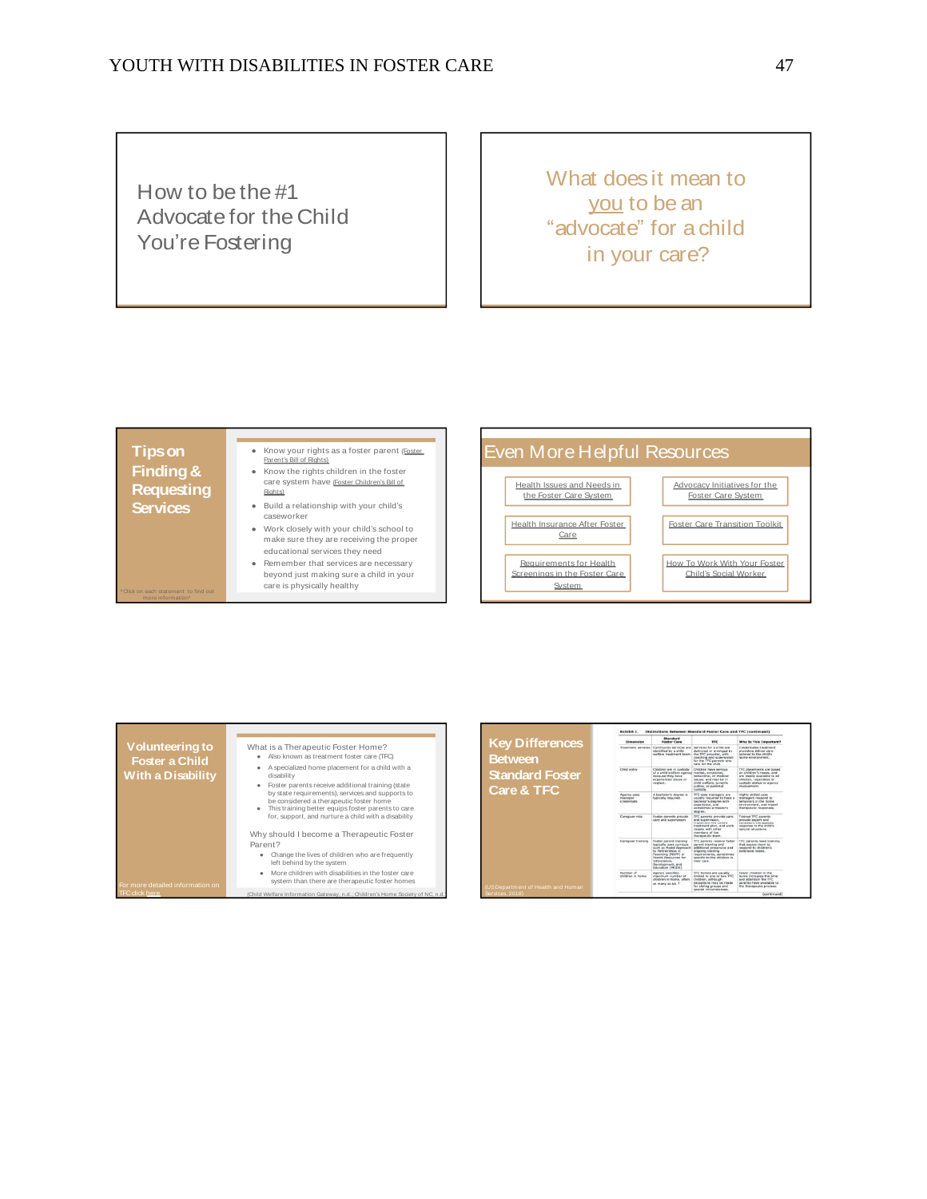How to be the #1 Advocate for the Child You're Fostering

What does it mean to you to be an "advocate" for a child in your care?

## Tips on Finding & Requesting Services

- Know your rights as a foster parent (Foster Parent's Bill of Rights)
- Know the rights children in the foster care system have (Foster Children's Bill of Rights)
- Build a relationship with your child's caseworker
- Work closely with your child's school to make sure they are receiving the proper educational services they need
- Remember that services are necessary beyond just making sure a child in your care is physically healthy

*Click on each statement to find out more information*

## Even More Helpful Resources

- Health Issues and Needs in the Foster Care System
- Advocacy Initiatives for the Foster Care System
- Health Insurance After Foster Care
- Foster Care Transition Toolkit
- Requirements for Health Screenings in the Foster Care System
- How To Work With Your Foster Child's Social Worker

## Volunteering to Foster a Child With a Disability

What is a Therapeutic Foster Home?

- Also known as treatment foster care (TFC)
- A specialized home placement for a child with a disability
- Foster parents receive additional training (state by state requirements), services and supports to be considered a therapeutic foster home
- This training better equips foster parents to care for, support, and nurture a child with a disability

Why should I become a Therapeutic Foster Parent?

- Change the lives of children who are frequently left behind by the system
- More children with disabilities in the foster care system than there are therapeutic foster homes

For more detailed information on TFC click here

(Child Welfare Information Gateway, n.d.; Children's Home Society of NC, n.d.)

## Key Differences Between Standard Foster Care & TFC

(US Department of Health and Human Services, 2018)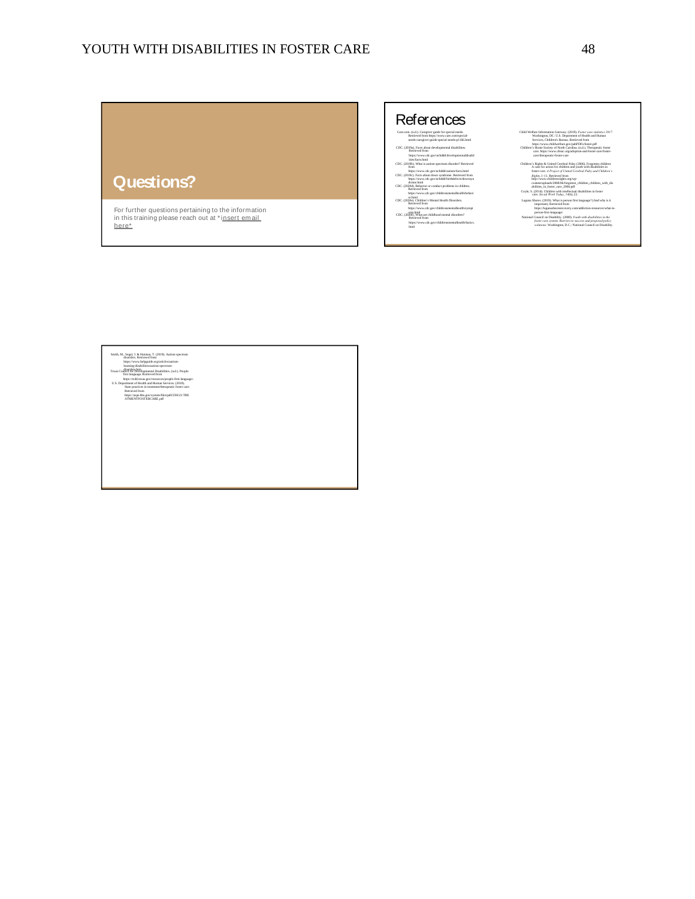## Questions?

For further questions pertaining to the information in this training please reach out at *insert email here*

## References

Care.com. (n.d.). Caregiver guide for special needs. Retrieved from https://www.care.com/special-needs-caregiver-guide-special-needs-p1166.html

CDC. (2019a). Facts about developmental disabilities. Retrieved from https://www.cdc.gov/ncbddd/developmentaldisabilities/facts.html

CDC. (2019b). What is autism spectrum disorder? Retrieved from https://www.cdc.gov/ncbddd/autism/facts.html

CDC. (2019c). Facts about down syndrome. Retrieved from https://www.cdc.gov/ncbddd/birthdefects/downsyndrome.html

CDC. (2020d). Behavior or conduct problems in children. Retrieved from https://www.cdc.gov/childrensmentalhealth/behavior.html

CDC. (2020e). Children's Mental Health Disorders. Retrieved from https://www.cdc.gov/childrensmentalhealth/symptoms.html

CDC. (2020f). What are childhood mental disorders? Retrieved from https://www.cdc.gov/childrensmentalhealth/basics.html

Child Welfare Information Gateway. (2019). *Foster care statistics 2017*. Washington, DC: U.S. Department of Health and Human Services, Children's Bureau. Retrieved from https://www.childwelfare.gov/pubPDFs/foster.pdf

Children's Home Society of North Carolina. (n.d.). Therapeutic foster care. https://www.chsnc.org/adoption-and-foster-care/foster-care/therapeutic-foster-care

Children's Rights & United Cerebral Palsy (2006). Forgotten children: A case for action for children and youth with disabilities in foster care. *A Project of United Cerebral Palsy and Children's Rights*, 1–11. Retrieved from http://www.childrensrights.org/wp-content/uploads/2008/06/forgotten_children_children_with_disabilities_in_foster_care_2006.pdf

Coyle, S. (2014). Children with intellectual disabilities in foster care. *Social Work Today*, *14*(6), 22.

Laguna Shores. (2019). What is person first language? (And why is it important). Retrieved from https://lagunashoresrecovery.com/addiction-resources/what-is-person-first-language/

National Council on Disability. (2008). *Youth with disabilities in the foster care system: Barriers to success and proposed policy solutions*. Washington, D.C.: National Council on Disability.

Smith, M., Segal, J. & Hutman, T. (2019). Autism spectrum disorders. Retrieved from https://www.helpguide.org/articles/autism-learning-disabilities/autism-spectrum-disorders.htm

Texas Council for Developmental Disabilities. (n.d.). People first language. Retrieved from https://tcdd.texas.gov/resources/people-first-language/

U.S. Department of Health and Human Services. (2018). State practices in treatment/therapeutic foster care. Retrieved from https://aspe.hhs.gov/system/files/pdf/259121/TREATMENTFOSTERCARE.pdf